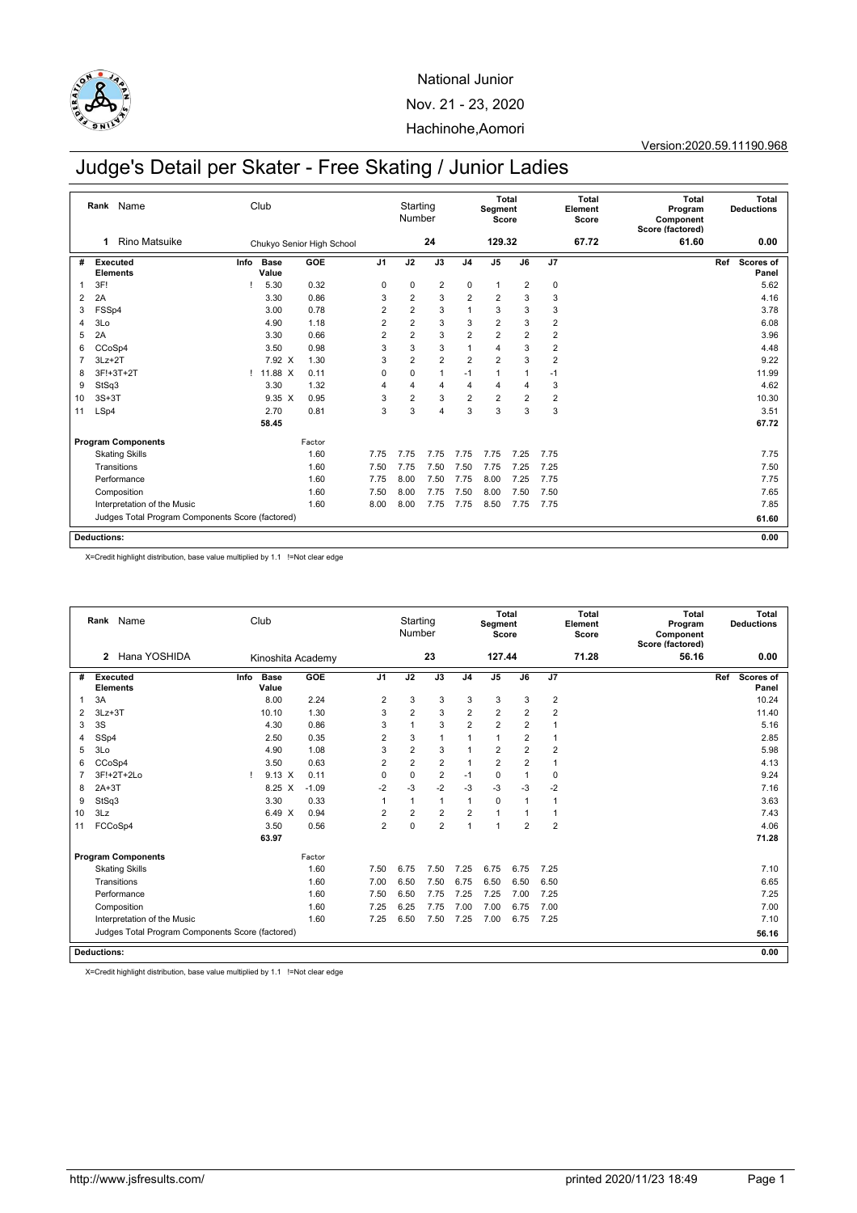National Junior

Nov. 21 - 23, 2020

Hachinohe,Aomori

Version:2020.59.11190.968

# Judge's Detail per Skater - Free Skating / Junior Ladies

| Rank | Name | Club | Starting Number | Total Segment Score | Total Element Score | Total Program Component Score (factored) | Total Deductions |
|---|---|---|---|---|---|---|---|
| 1 | Rino Matsuike | Chukyo Senior High School | 24 | 129.32 | 67.72 | 61.60 | 0.00 |

| # | Executed Elements | Info | Base Value | | GOE | J1 | J2 | J3 | J4 | J5 | J6 | J7 | Ref | Scores of Panel |
|---|---|---|---|---|---|---|---|---|---|---|---|---|---|---|
| 1 | 3F! | ! | 5.30 | | 0.32 | 0 | 0 | 2 | 0 | 1 | 2 | 0 | | 5.62 |
| 2 | 2A | | 3.30 | | 0.86 | 3 | 2 | 3 | 2 | 2 | 3 | 3 | | 4.16 |
| 3 | FSSp4 | | 3.00 | | 0.78 | 2 | 2 | 3 | 1 | 3 | 3 | 3 | | 3.78 |
| 4 | 3Lo | | 4.90 | | 1.18 | 2 | 2 | 3 | 3 | 2 | 3 | 2 | | 6.08 |
| 5 | 2A | | 3.30 | | 0.66 | 2 | 2 | 3 | 2 | 2 | 2 | 2 | | 3.96 |
| 6 | CCoSp4 | | 3.50 | | 0.98 | 3 | 3 | 3 | 1 | 4 | 3 | 2 | | 4.48 |
| 7 | 3Lz+2T | | 7.92 | X | 1.30 | 3 | 2 | 2 | 2 | 2 | 3 | 2 | | 9.22 |
| 8 | 3F!+3T+2T | ! | 11.88 | X | 0.11 | 0 | 0 | 1 | -1 | 1 | 1 | -1 | | 11.99 |
| 9 | StSq3 | | 3.30 | | 1.32 | 4 | 4 | 4 | 4 | 4 | 4 | 3 | | 4.62 |
| 10 | 3S+3T | | 9.35 | X | 0.95 | 3 | 2 | 3 | 2 | 2 | 2 | 2 | | 10.30 |
| 11 | LSp4 | | 2.70 | | 0.81 | 3 | 3 | 4 | 3 | 3 | 3 | 3 | | 3.51 |
| | | | 58.45 | | | | | | | | | | | 67.72 |

| Program Components | Factor | J1 | J2 | J3 | J4 | J5 | J6 | J7 | Scores of Panel |
|---|---|---|---|---|---|---|---|---|---|
| Skating Skills | 1.60 | 7.75 | 7.75 | 7.75 | 7.75 | 7.75 | 7.25 | 7.75 | 7.75 |
| Transitions | 1.60 | 7.50 | 7.75 | 7.50 | 7.50 | 7.75 | 7.25 | 7.25 | 7.50 |
| Performance | 1.60 | 7.75 | 8.00 | 7.50 | 7.75 | 8.00 | 7.25 | 7.75 | 7.75 |
| Composition | 1.60 | 7.50 | 8.00 | 7.75 | 7.50 | 8.00 | 7.50 | 7.50 | 7.65 |
| Interpretation of the Music | 1.60 | 8.00 | 8.00 | 7.75 | 7.75 | 8.50 | 7.75 | 7.75 | 7.85 |
| Judges Total Program Components Score (factored) | | | | | | | | | 61.60 |

**Deductions:** 0.00

X=Credit highlight distribution, base value multiplied by 1.1 !=Not clear edge

| Rank | Name | Club | Starting Number | Total Segment Score | Total Element Score | Total Program Component Score (factored) | Total Deductions |
|---|---|---|---|---|---|---|---|
| 2 | Hana YOSHIDA | Kinoshita Academy | 23 | 127.44 | 71.28 | 56.16 | 0.00 |

| # | Executed Elements | Info | Base Value | | GOE | J1 | J2 | J3 | J4 | J5 | J6 | J7 | Ref | Scores of Panel |
|---|---|---|---|---|---|---|---|---|---|---|---|---|---|---|
| 1 | 3A | | 8.00 | | 2.24 | 2 | 3 | 3 | 3 | 3 | 3 | 2 | | 10.24 |
| 2 | 3Lz+3T | | 10.10 | | 1.30 | 3 | 2 | 3 | 2 | 2 | 2 | 2 | | 11.40 |
| 3 | 3S | | 4.30 | | 0.86 | 3 | 1 | 3 | 2 | 2 | 2 | 1 | | 5.16 |
| 4 | SSp4 | | 2.50 | | 0.35 | 2 | 3 | 1 | 1 | 1 | 2 | 1 | | 2.85 |
| 5 | 3Lo | | 4.90 | | 1.08 | 3 | 2 | 3 | 1 | 2 | 2 | 2 | | 5.98 |
| 6 | CCoSp4 | | 3.50 | | 0.63 | 2 | 2 | 2 | 1 | 2 | 2 | 1 | | 4.13 |
| 7 | 3F!+2T+2Lo | ! | 9.13 | X | 0.11 | 0 | 0 | 2 | -1 | 0 | 1 | 0 | | 9.24 |
| 8 | 2A+3T | | 8.25 | X | -1.09 | -2 | -3 | -2 | -3 | -3 | -3 | -2 | | 7.16 |
| 9 | StSq3 | | 3.30 | | 0.33 | 1 | 1 | 1 | 1 | 0 | 1 | 1 | | 3.63 |
| 10 | 3Lz | | 6.49 | X | 0.94 | 2 | 2 | 2 | 2 | 1 | 1 | 1 | | 7.43 |
| 11 | FCCoSp4 | | 3.50 | | 0.56 | 2 | 0 | 2 | 1 | 1 | 2 | 2 | | 4.06 |
| | | | 63.97 | | | | | | | | | | | 71.28 |

| Program Components | Factor | J1 | J2 | J3 | J4 | J5 | J6 | J7 | Scores of Panel |
|---|---|---|---|---|---|---|---|---|---|
| Skating Skills | 1.60 | 7.50 | 6.75 | 7.50 | 7.25 | 6.75 | 6.75 | 7.25 | 7.10 |
| Transitions | 1.60 | 7.00 | 6.50 | 7.50 | 6.75 | 6.50 | 6.50 | 6.50 | 6.65 |
| Performance | 1.60 | 7.50 | 6.50 | 7.75 | 7.25 | 7.25 | 7.00 | 7.25 | 7.25 |
| Composition | 1.60 | 7.25 | 6.25 | 7.75 | 7.00 | 7.00 | 6.75 | 7.00 | 7.00 |
| Interpretation of the Music | 1.60 | 7.25 | 6.50 | 7.50 | 7.25 | 7.00 | 6.75 | 7.25 | 7.10 |
| Judges Total Program Components Score (factored) | | | | | | | | | 56.16 |

**Deductions:** 0.00

X=Credit highlight distribution, base value multiplied by 1.1 !=Not clear edge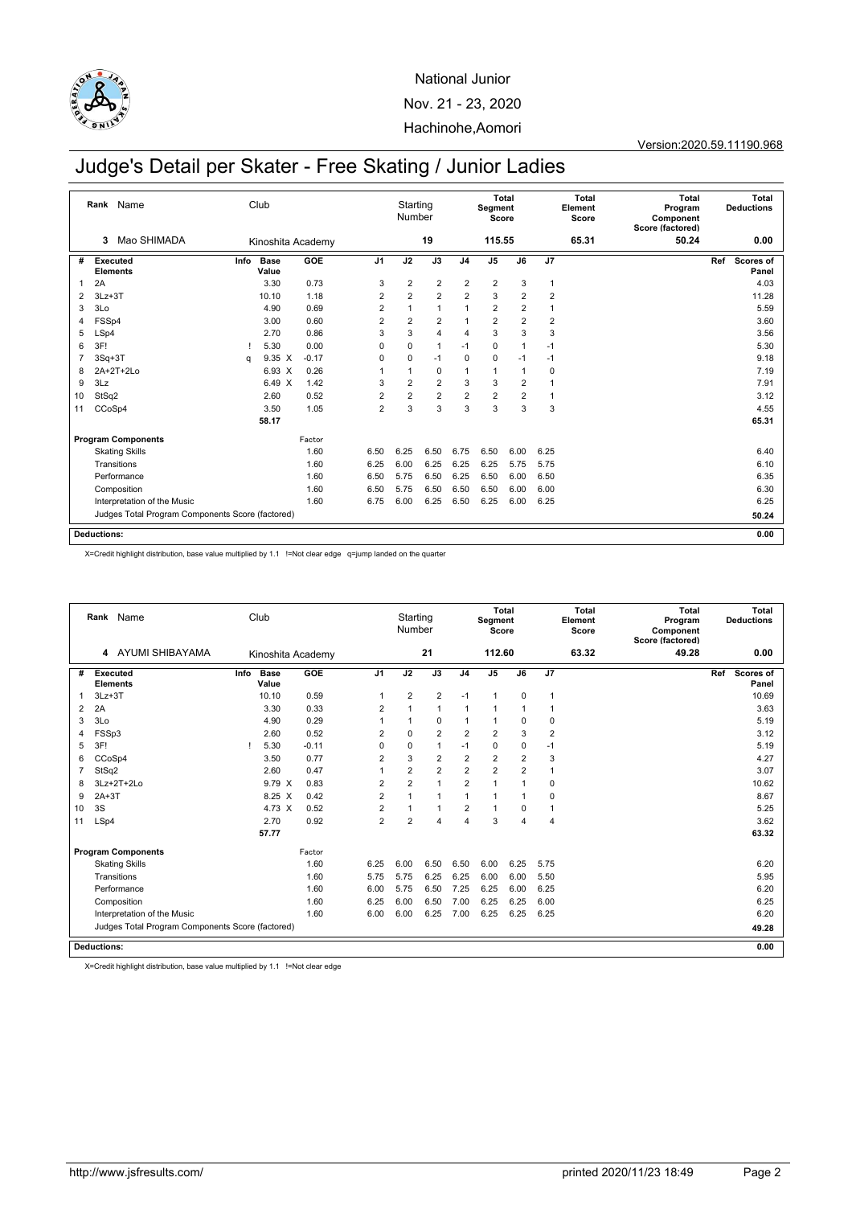National Junior

Nov. 21 - 23, 2020

Hachinohe,Aomori

Version:2020.59.11190.968

# Judge's Detail per Skater - Free Skating / Junior Ladies

| Rank | Name | Club | Starting Number | Total Segment Score | Total Element Score | Total Program Component Score (factored) | Total Deductions |
|---|---|---|---|---|---|---|---|
| 3 | Mao SHIMADA | Kinoshita Academy | 19 | 115.55 | 65.31 | 50.24 | 0.00 |

| # | Executed Elements | Info | Base Value | | GOE | J1 | J2 | J3 | J4 | J5 | J6 | J7 | Ref | Scores of Panel |
|---|---|---|---|---|---|---|---|---|---|---|---|---|---|---|
| 1 | 2A | | 3.30 | | 0.73 | 3 | 2 | 2 | 2 | 2 | 3 | 1 | | 4.03 |
| 2 | 3Lz+3T | | 10.10 | | 1.18 | 2 | 2 | 2 | 2 | 3 | 2 | 2 | | 11.28 |
| 3 | 3Lo | | 4.90 | | 0.69 | 2 | 1 | 1 | 1 | 2 | 2 | 1 | | 5.59 |
| 4 | FSSp4 | | 3.00 | | 0.60 | 2 | 2 | 2 | 1 | 2 | 2 | 2 | | 3.60 |
| 5 | LSp4 | | 2.70 | | 0.86 | 3 | 3 | 4 | 4 | 3 | 3 | 3 | | 3.56 |
| 6 | 3F! | ! | 5.30 | | 0.00 | 0 | 0 | 1 | -1 | 0 | 1 | -1 | | 5.30 |
| 7 | 3Sq+3T | q | 9.35 | X | -0.17 | 0 | 0 | -1 | 0 | 0 | -1 | -1 | | 9.18 |
| 8 | 2A+2T+2Lo | | 6.93 | X | 0.26 | 1 | 1 | 0 | 1 | 1 | 1 | 0 | | 7.19 |
| 9 | 3Lz | | 6.49 | X | 1.42 | 3 | 2 | 2 | 3 | 3 | 2 | 1 | | 7.91 |
| 10 | StSq2 | | 2.60 | | 0.52 | 2 | 2 | 2 | 2 | 2 | 2 | 1 | | 3.12 |
| 11 | CCoSp4 | | 3.50 | | 1.05 | 2 | 3 | 3 | 3 | 3 | 3 | 3 | | 4.55 |
| | | | 58.17 | | | | | | | | | | | 65.31 |

| Program Components | Factor | J1 | J2 | J3 | J4 | J5 | J6 | J7 | Scores of Panel |
|---|---|---|---|---|---|---|---|---|---|
| Skating Skills | 1.60 | 6.50 | 6.25 | 6.50 | 6.75 | 6.50 | 6.00 | 6.25 | 6.40 |
| Transitions | 1.60 | 6.25 | 6.00 | 6.25 | 6.25 | 6.25 | 5.75 | 5.75 | 6.10 |
| Performance | 1.60 | 6.50 | 5.75 | 6.50 | 6.25 | 6.50 | 6.00 | 6.50 | 6.35 |
| Composition | 1.60 | 6.50 | 5.75 | 6.50 | 6.50 | 6.50 | 6.00 | 6.00 | 6.30 |
| Interpretation of the Music | 1.60 | 6.75 | 6.00 | 6.25 | 6.50 | 6.25 | 6.00 | 6.25 | 6.25 |
| Judges Total Program Components Score (factored) | | | | | | | | | 50.24 |

**Deductions:** 0.00

X=Credit highlight distribution, base value multiplied by 1.1 !=Not clear edge q=jump landed on the quarter

| Rank | Name | Club | Starting Number | Total Segment Score | Total Element Score | Total Program Component Score (factored) | Total Deductions |
|---|---|---|---|---|---|---|---|
| 4 | AYUMI SHIBAYAMA | Kinoshita Academy | 21 | 112.60 | 63.32 | 49.28 | 0.00 |

| # | Executed Elements | Info | Base Value | | GOE | J1 | J2 | J3 | J4 | J5 | J6 | J7 | Ref | Scores of Panel |
|---|---|---|---|---|---|---|---|---|---|---|---|---|---|---|
| 1 | 3Lz+3T | | 10.10 | | 0.59 | 1 | 2 | 2 | -1 | 1 | 0 | 1 | | 10.69 |
| 2 | 2A | | 3.30 | | 0.33 | 2 | 1 | 1 | 1 | 1 | 1 | 1 | | 3.63 |
| 3 | 3Lo | | 4.90 | | 0.29 | 1 | 1 | 0 | 1 | 1 | 0 | 0 | | 5.19 |
| 4 | FSSp3 | | 2.60 | | 0.52 | 2 | 0 | 2 | 2 | 2 | 3 | 2 | | 3.12 |
| 5 | 3F! | ! | 5.30 | | -0.11 | 0 | 0 | 1 | -1 | 0 | 0 | -1 | | 5.19 |
| 6 | CCoSp4 | | 3.50 | | 0.77 | 2 | 3 | 2 | 2 | 2 | 2 | 3 | | 4.27 |
| 7 | StSq2 | | 2.60 | | 0.47 | 1 | 2 | 2 | 2 | 2 | 2 | 1 | | 3.07 |
| 8 | 3Lz+2T+2Lo | | 9.79 | X | 0.83 | 2 | 2 | 1 | 2 | 1 | 1 | 0 | | 10.62 |
| 9 | 2A+3T | | 8.25 | X | 0.42 | 2 | 1 | 1 | 1 | 1 | 1 | 0 | | 8.67 |
| 10 | 3S | | 4.73 | X | 0.52 | 2 | 1 | 1 | 2 | 1 | 0 | 1 | | 5.25 |
| 11 | LSp4 | | 2.70 | | 0.92 | 2 | 2 | 4 | 4 | 3 | 4 | 4 | | 3.62 |
| | | | 57.77 | | | | | | | | | | | 63.32 |

| Program Components | Factor | J1 | J2 | J3 | J4 | J5 | J6 | J7 | Scores of Panel |
|---|---|---|---|---|---|---|---|---|---|
| Skating Skills | 1.60 | 6.25 | 6.00 | 6.50 | 6.50 | 6.00 | 6.25 | 5.75 | 6.20 |
| Transitions | 1.60 | 5.75 | 5.75 | 6.25 | 6.25 | 6.00 | 6.00 | 5.50 | 5.95 |
| Performance | 1.60 | 6.00 | 5.75 | 6.50 | 7.25 | 6.25 | 6.00 | 6.25 | 6.20 |
| Composition | 1.60 | 6.25 | 6.00 | 6.50 | 7.00 | 6.25 | 6.25 | 6.00 | 6.25 |
| Interpretation of the Music | 1.60 | 6.00 | 6.00 | 6.25 | 7.00 | 6.25 | 6.25 | 6.25 | 6.20 |
| Judges Total Program Components Score (factored) | | | | | | | | | 49.28 |

**Deductions:** 0.00

X=Credit highlight distribution, base value multiplied by 1.1 !=Not clear edge

http://www.jsfresults.com/ printed 2020/11/23 18:49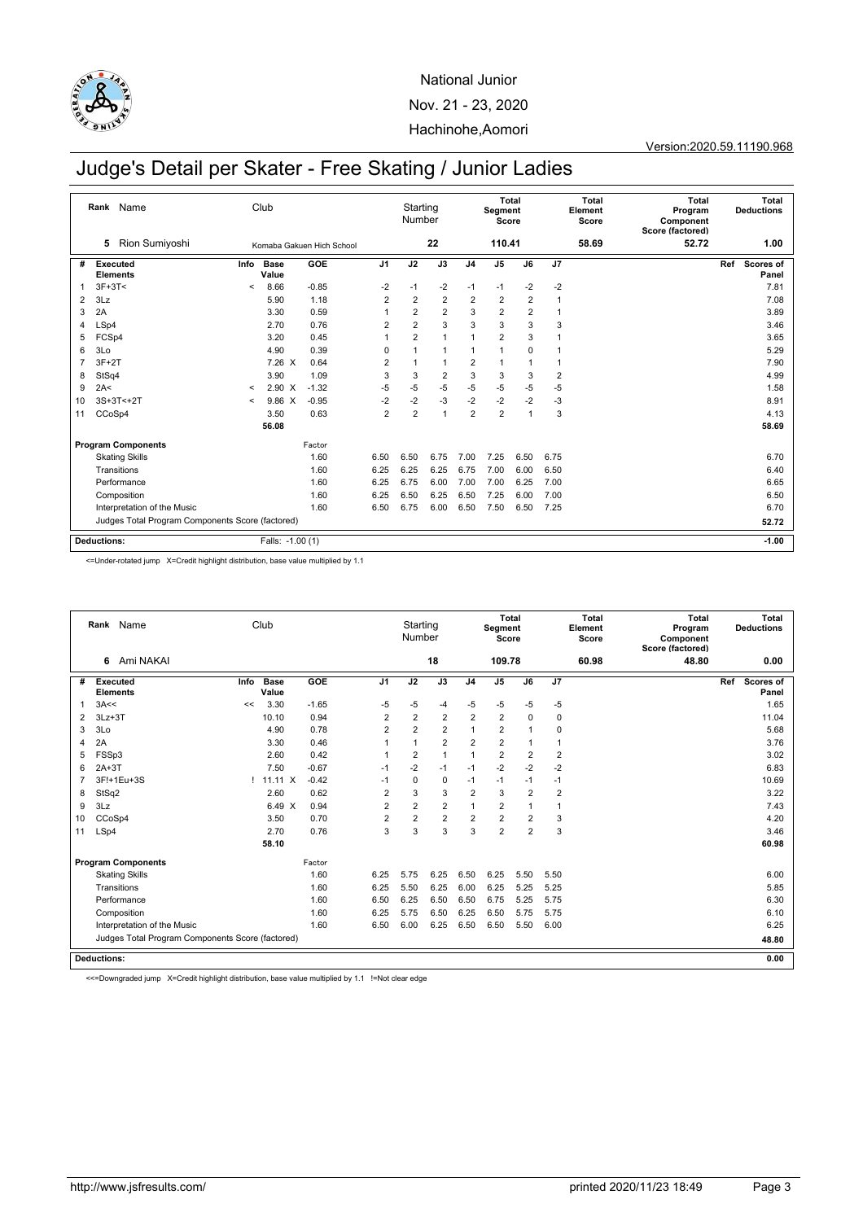National Junior

Nov. 21 - 23, 2020

Hachinohe,Aomori

Version:2020.59.11190.968

# Judge's Detail per Skater - Free Skating / Junior Ladies

| Rank | Name | Club | Starting Number | Total Segment Score | Total Element Score | Total Program Component Score (factored) | Total Deductions |
|---|---|---|---|---|---|---|---|
| 5 | Rion Sumiyoshi | Komaba Gakuen Hich School | 22 | 110.41 | 58.69 | 52.72 | 1.00 |

| # | Executed Elements | Info | Base Value | | GOE | J1 | J2 | J3 | J4 | J5 | J6 | J7 | Ref | Scores of Panel |
|---|---|---|---|---|---|---|---|---|---|---|---|---|---|---|
| 1 | 3F+3T< | < | 8.66 | | -0.85 | -2 | -1 | -2 | -1 | -1 | -2 | -2 | | 7.81 |
| 2 | 3Lz | | 5.90 | | 1.18 | 2 | 2 | 2 | 2 | 2 | 2 | 1 | | 7.08 |
| 3 | 2A | | 3.30 | | 0.59 | 1 | 2 | 2 | 3 | 2 | 2 | 1 | | 3.89 |
| 4 | LSp4 | | 2.70 | | 0.76 | 2 | 2 | 3 | 3 | 3 | 3 | 3 | | 3.46 |
| 5 | FCSp4 | | 3.20 | | 0.45 | 1 | 2 | 1 | 1 | 2 | 3 | 1 | | 3.65 |
| 6 | 3Lo | | 4.90 | | 0.39 | 0 | 1 | 1 | 1 | 1 | 0 | 1 | | 5.29 |
| 7 | 3F+2T | | 7.26 | X | 0.64 | 2 | 1 | 1 | 2 | 1 | 1 | 1 | | 7.90 |
| 8 | StSq4 | | 3.90 | | 1.09 | 3 | 3 | 2 | 3 | 3 | 3 | 2 | | 4.99 |
| 9 | 2A< | < | 2.90 | X | -1.32 | -5 | -5 | -5 | -5 | -5 | -5 | -5 | | 1.58 |
| 10 | 3S+3T<+2T | < | 9.86 | X | -0.95 | -2 | -2 | -3 | -2 | -2 | -2 | -3 | | 8.91 |
| 11 | CCoSp4 | | 3.50 | | 0.63 | 2 | 2 | 1 | 2 | 2 | 1 | 3 | | 4.13 |
| | | | 56.08 | | | | | | | | | | | 58.69 |

| Program Components | Factor | J1 | J2 | J3 | J4 | J5 | J6 | J7 | Scores of Panel |
|---|---|---|---|---|---|---|---|---|---|
| Skating Skills | 1.60 | 6.50 | 6.50 | 6.75 | 7.00 | 7.25 | 6.50 | 6.75 | 6.70 |
| Transitions | 1.60 | 6.25 | 6.25 | 6.25 | 6.75 | 7.00 | 6.00 | 6.50 | 6.40 |
| Performance | 1.60 | 6.25 | 6.75 | 6.00 | 7.00 | 7.00 | 6.25 | 7.00 | 6.65 |
| Composition | 1.60 | 6.25 | 6.50 | 6.25 | 6.50 | 7.25 | 6.00 | 7.00 | 6.50 |
| Interpretation of the Music | 1.60 | 6.50 | 6.75 | 6.00 | 6.50 | 7.50 | 6.50 | 7.25 | 6.70 |
| Judges Total Program Components Score (factored) | | | | | | | | | 52.72 |

| Deductions: | Falls: -1.00 (1) | -1.00 |
|---|---|---|

<=Under-rotated jump X=Credit highlight distribution, base value multiplied by 1.1

| Rank | Name | Club | Starting Number | Total Segment Score | Total Element Score | Total Program Component Score (factored) | Total Deductions |
|---|---|---|---|---|---|---|---|
| 6 | Ami NAKAI | | 18 | 109.78 | 60.98 | 48.80 | 0.00 |

| # | Executed Elements | Info | Base Value | | GOE | J1 | J2 | J3 | J4 | J5 | J6 | J7 | Ref | Scores of Panel |
|---|---|---|---|---|---|---|---|---|---|---|---|---|---|---|
| 1 | 3A<< | << | 3.30 | | -1.65 | -5 | -5 | -4 | -5 | -5 | -5 | -5 | | 1.65 |
| 2 | 3Lz+3T | | 10.10 | | 0.94 | 2 | 2 | 2 | 2 | 2 | 0 | 0 | | 11.04 |
| 3 | 3Lo | | 4.90 | | 0.78 | 2 | 2 | 2 | 1 | 2 | 1 | 0 | | 5.68 |
| 4 | 2A | | 3.30 | | 0.46 | 1 | 1 | 2 | 2 | 2 | 1 | 1 | | 3.76 |
| 5 | FSSp3 | | 2.60 | | 0.42 | 1 | 2 | 1 | 1 | 2 | 2 | 2 | | 3.02 |
| 6 | 2A+3T | | 7.50 | | -0.67 | -1 | -2 | -1 | -1 | -2 | -2 | -2 | | 6.83 |
| 7 | 3F!+1Eu+3S | ! | 11.11 | X | -0.42 | -1 | 0 | 0 | -1 | -1 | -1 | -1 | | 10.69 |
| 8 | StSq2 | | 2.60 | | 0.62 | 2 | 3 | 3 | 2 | 3 | 2 | 2 | | 3.22 |
| 9 | 3Lz | | 6.49 | X | 0.94 | 2 | 2 | 2 | 1 | 2 | 1 | 1 | | 7.43 |
| 10 | CCoSp4 | | 3.50 | | 0.70 | 2 | 2 | 2 | 2 | 2 | 2 | 3 | | 4.20 |
| 11 | LSp4 | | 2.70 | | 0.76 | 3 | 3 | 3 | 3 | 2 | 2 | 3 | | 3.46 |
| | | | 58.10 | | | | | | | | | | | 60.98 |

| Program Components | Factor | J1 | J2 | J3 | J4 | J5 | J6 | J7 | Scores of Panel |
|---|---|---|---|---|---|---|---|---|---|
| Skating Skills | 1.60 | 6.25 | 5.75 | 6.25 | 6.50 | 6.25 | 5.50 | 5.50 | 6.00 |
| Transitions | 1.60 | 6.25 | 5.50 | 6.25 | 6.00 | 6.25 | 5.25 | 5.25 | 5.85 |
| Performance | 1.60 | 6.50 | 6.25 | 6.50 | 6.50 | 6.75 | 5.25 | 5.75 | 6.30 |
| Composition | 1.60 | 6.25 | 5.75 | 6.50 | 6.25 | 6.50 | 5.75 | 5.75 | 6.10 |
| Interpretation of the Music | 1.60 | 6.50 | 6.00 | 6.25 | 6.50 | 6.50 | 5.50 | 6.00 | 6.25 |
| Judges Total Program Components Score (factored) | | | | | | | | | 48.80 |

| Deductions: | | 0.00 |
|---|---|---|

<<=Downgraded jump X=Credit highlight distribution, base value multiplied by 1.1 !=Not clear edge

http://www.jsfresults.com/ printed 2020/11/23 18:49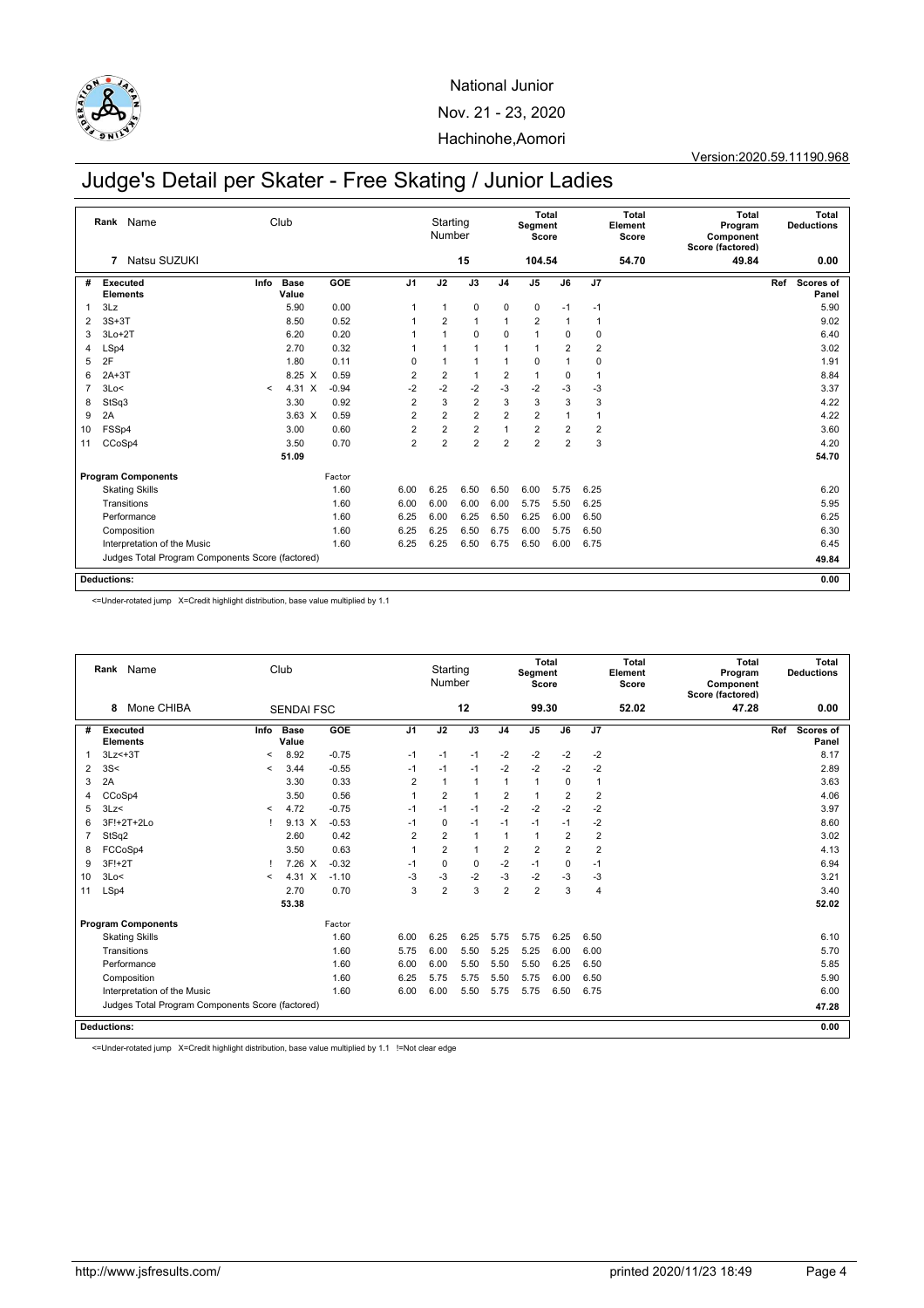National Junior

Nov. 21 - 23, 2020

Hachinohe,Aomori

Version:2020.59.11190.968

# Judge's Detail per Skater - Free Skating / Junior Ladies

| Rank | Name | Club | Starting Number | Total Segment Score | Total Element Score | Total Program Component Score (factored) | Total Deductions |
|---|---|---|---|---|---|---|---|
| 7 | Natsu SUZUKI | | 15 | 104.54 | 54.70 | 49.84 | 0.00 |

| # | Executed Elements | Info | Base Value | | GOE | J1 | J2 | J3 | J4 | J5 | J6 | J7 | Ref | Scores of Panel |
|---|---|---|---|---|---|---|---|---|---|---|---|---|---|---|
| 1 | 3Lz | | 5.90 | | 0.00 | 1 | 1 | 0 | 0 | 0 | -1 | -1 | | 5.90 |
| 2 | 3S+3T | | 8.50 | | 0.52 | 1 | 2 | 1 | 1 | 2 | 1 | 1 | | 9.02 |
| 3 | 3Lo+2T | | 6.20 | | 0.20 | 1 | 1 | 0 | 0 | 1 | 0 | 0 | | 6.40 |
| 4 | LSp4 | | 2.70 | | 0.32 | 1 | 1 | 1 | 1 | 1 | 2 | 2 | | 3.02 |
| 5 | 2F | | 1.80 | | 0.11 | 0 | 1 | 1 | 1 | 0 | 1 | 0 | | 1.91 |
| 6 | 2A+3T | | 8.25 | X | 0.59 | 2 | 2 | 1 | 2 | 1 | 0 | 1 | | 8.84 |
| 7 | 3Lo< | < | 4.31 | X | -0.94 | -2 | -2 | -2 | -3 | -2 | -3 | -3 | | 3.37 |
| 8 | StSq3 | | 3.30 | | 0.92 | 2 | 3 | 2 | 3 | 3 | 3 | 3 | | 4.22 |
| 9 | 2A | | 3.63 | X | 0.59 | 2 | 2 | 2 | 2 | 2 | 1 | 1 | | 4.22 |
| 10 | FSSp4 | | 3.00 | | 0.60 | 2 | 2 | 2 | 1 | 2 | 2 | 2 | | 3.60 |
| 11 | CCoSp4 | | 3.50 | | 0.70 | 2 | 2 | 2 | 2 | 2 | 2 | 3 | | 4.20 |
| | | | 51.09 | | | | | | | | | | | 54.70 |

| Program Components | Factor | J1 | J2 | J3 | J4 | J5 | J6 | J7 | Scores of Panel |
|---|---|---|---|---|---|---|---|---|---|
| Skating Skills | 1.60 | 6.00 | 6.25 | 6.50 | 6.50 | 6.00 | 5.75 | 6.25 | 6.20 |
| Transitions | 1.60 | 6.00 | 6.00 | 6.00 | 6.00 | 5.75 | 5.50 | 6.25 | 5.95 |
| Performance | 1.60 | 6.25 | 6.00 | 6.25 | 6.50 | 6.25 | 6.00 | 6.50 | 6.25 |
| Composition | 1.60 | 6.25 | 6.25 | 6.50 | 6.75 | 6.00 | 5.75 | 6.50 | 6.30 |
| Interpretation of the Music | 1.60 | 6.25 | 6.25 | 6.50 | 6.75 | 6.50 | 6.00 | 6.75 | 6.45 |
| Judges Total Program Components Score (factored) | | | | | | | | | 49.84 |

**Deductions:** 0.00

<=Under-rotated jump X=Credit highlight distribution, base value multiplied by 1.1

| Rank | Name | Club | Starting Number | Total Segment Score | Total Element Score | Total Program Component Score (factored) | Total Deductions |
|---|---|---|---|---|---|---|---|
| 8 | Mone CHIBA | SENDAI FSC | 12 | 99.30 | 52.02 | 47.28 | 0.00 |

| # | Executed Elements | Info | Base Value | | GOE | J1 | J2 | J3 | J4 | J5 | J6 | J7 | Ref | Scores of Panel |
|---|---|---|---|---|---|---|---|---|---|---|---|---|---|---|
| 1 | 3Lz<+3T | < | 8.92 | | -0.75 | -1 | -1 | -1 | -2 | -2 | -2 | -2 | | 8.17 |
| 2 | 3S< | < | 3.44 | | -0.55 | -1 | -1 | -1 | -2 | -2 | -2 | -2 | | 2.89 |
| 3 | 2A | | 3.30 | | 0.33 | 2 | 1 | 1 | 1 | 1 | 0 | 1 | | 3.63 |
| 4 | CCoSp4 | | 3.50 | | 0.56 | 1 | 2 | 1 | 2 | 1 | 2 | 2 | | 4.06 |
| 5 | 3Lz< | < | 4.72 | | -0.75 | -1 | -1 | -1 | -2 | -2 | -2 | -2 | | 3.97 |
| 6 | 3F!+2T+2Lo | ! | 9.13 | X | -0.53 | -1 | 0 | -1 | -1 | -1 | -1 | -2 | | 8.60 |
| 7 | StSq2 | | 2.60 | | 0.42 | 2 | 2 | 1 | 1 | 1 | 2 | 2 | | 3.02 |
| 8 | FCCoSp4 | | 3.50 | | 0.63 | 1 | 2 | 1 | 2 | 2 | 2 | 2 | | 4.13 |
| 9 | 3F!+2T | ! | 7.26 | X | -0.32 | -1 | 0 | 0 | -2 | -1 | 0 | -1 | | 6.94 |
| 10 | 3Lo< | < | 4.31 | X | -1.10 | -3 | -3 | -2 | -3 | -2 | -3 | -3 | | 3.21 |
| 11 | LSp4 | | 2.70 | | 0.70 | 3 | 2 | 3 | 2 | 2 | 3 | 4 | | 3.40 |
| | | | 53.38 | | | | | | | | | | | 52.02 |

| Program Components | Factor | J1 | J2 | J3 | J4 | J5 | J6 | J7 | Scores of Panel |
|---|---|---|---|---|---|---|---|---|---|
| Skating Skills | 1.60 | 6.00 | 6.25 | 6.25 | 5.75 | 5.75 | 6.25 | 6.50 | 6.10 |
| Transitions | 1.60 | 5.75 | 6.00 | 5.50 | 5.25 | 5.25 | 6.00 | 6.00 | 5.70 |
| Performance | 1.60 | 6.00 | 6.00 | 5.50 | 5.50 | 5.50 | 6.25 | 6.50 | 5.85 |
| Composition | 1.60 | 6.25 | 5.75 | 5.75 | 5.50 | 5.75 | 6.00 | 6.50 | 5.90 |
| Interpretation of the Music | 1.60 | 6.00 | 6.00 | 5.50 | 5.75 | 5.75 | 6.50 | 6.75 | 6.00 |
| Judges Total Program Components Score (factored) | | | | | | | | | 47.28 |

**Deductions:** 0.00

<=Under-rotated jump X=Credit highlight distribution, base value multiplied by 1.1 !=Not clear edge

http://www.jsfresults.com/ printed 2020/11/23 18:49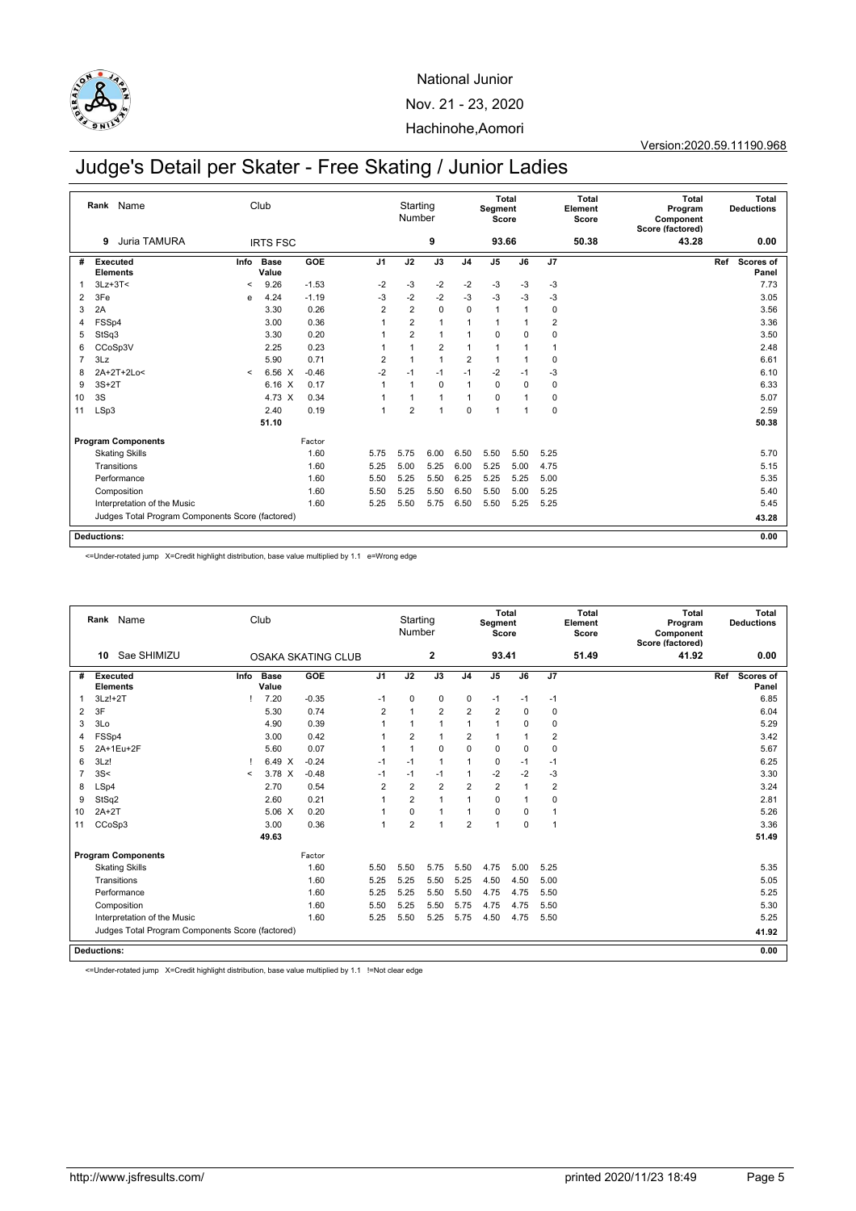National Junior

Nov. 21 - 23, 2020

Hachinohe,Aomori

Version:2020.59.11190.968

# Judge's Detail per Skater - Free Skating / Junior Ladies

| Rank | Name | Club | Starting Number | Total Segment Score | Total Element Score | Total Program Component Score (factored) | Total Deductions |
|---|---|---|---|---|---|---|---|
| 9 | Juria TAMURA | IRTS FSC | 9 | 93.66 | 50.38 | 43.28 | 0.00 |

| # | Executed Elements | Info | Base Value | | GOE | J1 | J2 | J3 | J4 | J5 | J6 | J7 | Ref | Scores of Panel |
|---|---|---|---|---|---|---|---|---|---|---|---|---|---|---|
| 1 | 3Lz+3T< | < | 9.26 | | -1.53 | -2 | -3 | -2 | -2 | -3 | -3 | -3 | | 7.73 |
| 2 | 3Fe | e | 4.24 | | -1.19 | -3 | -2 | -2 | -3 | -3 | -3 | -3 | | 3.05 |
| 3 | 2A | | 3.30 | | 0.26 | 2 | 2 | 0 | 0 | 1 | 1 | 0 | | 3.56 |
| 4 | FSSp4 | | 3.00 | | 0.36 | 1 | 2 | 1 | 1 | 1 | 1 | 2 | | 3.36 |
| 5 | StSq3 | | 3.30 | | 0.20 | 1 | 2 | 1 | 1 | 0 | 0 | 0 | | 3.50 |
| 6 | CCoSp3V | | 2.25 | | 0.23 | 1 | 1 | 2 | 1 | 1 | 1 | 1 | | 2.48 |
| 7 | 3Lz | | 5.90 | | 0.71 | 2 | 1 | 1 | 2 | 1 | 1 | 0 | | 6.61 |
| 8 | 2A+2T+2Lo< | < | 6.56 | X | -0.46 | -2 | -1 | -1 | -1 | -2 | -1 | -3 | | 6.10 |
| 9 | 3S+2T | | 6.16 | X | 0.17 | 1 | 1 | 0 | 1 | 0 | 0 | 0 | | 6.33 |
| 10 | 3S | | 4.73 | X | 0.34 | 1 | 1 | 1 | 1 | 0 | 1 | 0 | | 5.07 |
| 11 | LSp3 | | 2.40 | | 0.19 | 1 | 2 | 1 | 0 | 1 | 1 | 0 | | 2.59 |
| | | | 51.10 | | | | | | | | | | | 50.38 |

| Program Components | Factor | J1 | J2 | J3 | J4 | J5 | J6 | J7 | Scores of Panel |
|---|---|---|---|---|---|---|---|---|---|
| Skating Skills | 1.60 | 5.75 | 5.75 | 6.00 | 6.50 | 5.50 | 5.50 | 5.25 | 5.70 |
| Transitions | 1.60 | 5.25 | 5.00 | 5.25 | 6.00 | 5.25 | 5.00 | 4.75 | 5.15 |
| Performance | 1.60 | 5.50 | 5.25 | 5.50 | 6.25 | 5.25 | 5.25 | 5.00 | 5.35 |
| Composition | 1.60 | 5.50 | 5.25 | 5.50 | 6.50 | 5.50 | 5.00 | 5.25 | 5.40 |
| Interpretation of the Music | 1.60 | 5.25 | 5.50 | 5.75 | 6.50 | 5.50 | 5.25 | 5.25 | 5.45 |
| Judges Total Program Components Score (factored) | | | | | | | | | 43.28 |

**Deductions:** 0.00

<=Under-rotated jump X=Credit highlight distribution, base value multiplied by 1.1 e=Wrong edge

| Rank | Name | Club | Starting Number | Total Segment Score | Total Element Score | Total Program Component Score (factored) | Total Deductions |
|---|---|---|---|---|---|---|---|
| 10 | Sae SHIMIZU | OSAKA SKATING CLUB | 2 | 93.41 | 51.49 | 41.92 | 0.00 |

| # | Executed Elements | Info | Base Value | | GOE | J1 | J2 | J3 | J4 | J5 | J6 | J7 | Ref | Scores of Panel |
|---|---|---|---|---|---|---|---|---|---|---|---|---|---|---|
| 1 | 3Lz!+2T | ! | 7.20 | | -0.35 | -1 | 0 | 0 | 0 | -1 | -1 | -1 | | 6.85 |
| 2 | 3F | | 5.30 | | 0.74 | 2 | 1 | 2 | 2 | 2 | 0 | 0 | | 6.04 |
| 3 | 3Lo | | 4.90 | | 0.39 | 1 | 1 | 1 | 1 | 1 | 0 | 0 | | 5.29 |
| 4 | FSSp4 | | 3.00 | | 0.42 | 1 | 2 | 1 | 2 | 1 | 1 | 2 | | 3.42 |
| 5 | 2A+1Eu+2F | | 5.60 | | 0.07 | 1 | 1 | 0 | 0 | 0 | 0 | 0 | | 5.67 |
| 6 | 3Lz! | ! | 6.49 | X | -0.24 | -1 | -1 | 1 | 1 | 0 | -1 | -1 | | 6.25 |
| 7 | 3S< | < | 3.78 | X | -0.48 | -1 | -1 | -1 | 1 | -2 | -2 | -3 | | 3.30 |
| 8 | LSp4 | | 2.70 | | 0.54 | 2 | 2 | 2 | 2 | 2 | 1 | 2 | | 3.24 |
| 9 | StSq2 | | 2.60 | | 0.21 | 1 | 2 | 1 | 1 | 0 | 1 | 0 | | 2.81 |
| 10 | 2A+2T | | 5.06 | X | 0.20 | 1 | 0 | 1 | 1 | 0 | 0 | 1 | | 5.26 |
| 11 | CCoSp3 | | 3.00 | | 0.36 | 1 | 2 | 1 | 2 | 1 | 0 | 1 | | 3.36 |
| | | | 49.63 | | | | | | | | | | | 51.49 |

| Program Components | Factor | J1 | J2 | J3 | J4 | J5 | J6 | J7 | Scores of Panel |
|---|---|---|---|---|---|---|---|---|---|
| Skating Skills | 1.60 | 5.50 | 5.50 | 5.75 | 5.50 | 4.75 | 5.00 | 5.25 | 5.35 |
| Transitions | 1.60 | 5.25 | 5.25 | 5.50 | 5.25 | 4.50 | 4.50 | 5.00 | 5.05 |
| Performance | 1.60 | 5.25 | 5.25 | 5.50 | 5.50 | 4.75 | 4.75 | 5.50 | 5.25 |
| Composition | 1.60 | 5.50 | 5.25 | 5.50 | 5.75 | 4.75 | 4.75 | 5.50 | 5.30 |
| Interpretation of the Music | 1.60 | 5.25 | 5.50 | 5.25 | 5.75 | 4.50 | 4.75 | 5.50 | 5.25 |
| Judges Total Program Components Score (factored) | | | | | | | | | 41.92 |

**Deductions:** 0.00

<=Under-rotated jump X=Credit highlight distribution, base value multiplied by 1.1 !=Not clear edge

http://www.jsfresults.com/ printed 2020/11/23 18:49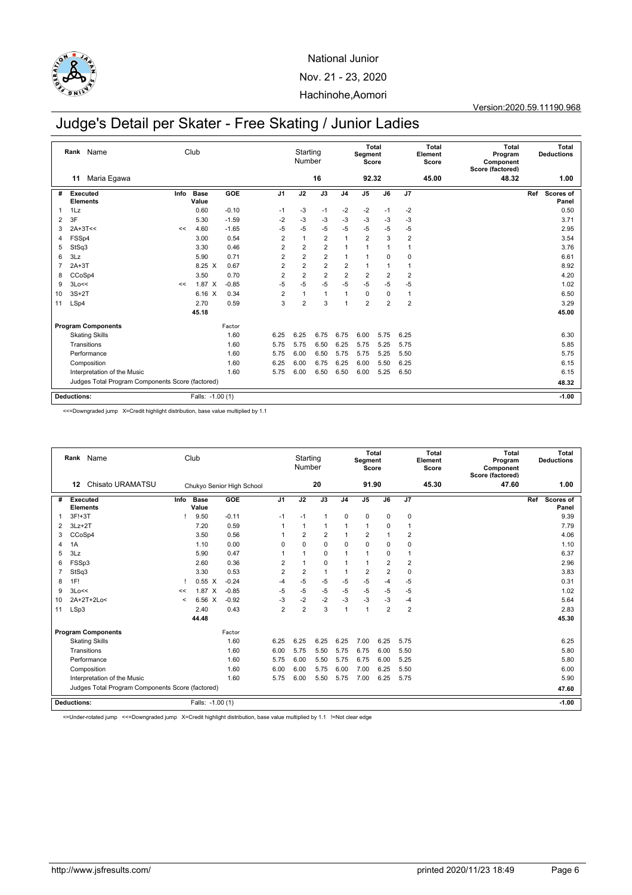National Junior

Nov. 21 - 23, 2020

Hachinohe,Aomori

Version:2020.59.11190.968

# Judge's Detail per Skater - Free Skating / Junior Ladies

| Rank | Name | Club | Starting Number | Total Segment Score | Total Element Score | Total Program Component Score (factored) | Total Deductions |
|---|---|---|---|---|---|---|---|
| 11 | Maria Egawa | | 16 | 92.32 | 45.00 | 48.32 | 1.00 |

| # | Executed Elements | Info | Base Value | GOE | J1 | J2 | J3 | J4 | J5 | J6 | J7 | Ref | Scores of Panel |
|---|---|---|---|---|---|---|---|---|---|---|---|---|---|
| 1 | 1Lz | | 0.60 | -0.10 | -1 | -3 | -1 | -2 | -2 | -1 | -2 | | 0.50 |
| 2 | 3F | | 5.30 | -1.59 | -2 | -3 | -3 | -3 | -3 | -3 | -3 | | 3.71 |
| 3 | 2A+3T<< | << | 4.60 | -1.65 | -5 | -5 | -5 | -5 | -5 | -5 | -5 | | 2.95 |
| 4 | FSSp4 | | 3.00 | 0.54 | 2 | 1 | 2 | 1 | 2 | 3 | 2 | | 3.54 |
| 5 | StSq3 | | 3.30 | 0.46 | 2 | 2 | 2 | 1 | 1 | 1 | 1 | | 3.76 |
| 6 | 3Lz | | 5.90 | 0.71 | 2 | 2 | 2 | 1 | 1 | 0 | 0 | | 6.61 |
| 7 | 2A+3T | | 8.25 X | 0.67 | 2 | 2 | 2 | 2 | 1 | 1 | 1 | | 8.92 |
| 8 | CCoSp4 | | 3.50 | 0.70 | 2 | 2 | 2 | 2 | 2 | 2 | 2 | | 4.20 |
| 9 | 3Lo<< | << | 1.87 X | -0.85 | -5 | -5 | -5 | -5 | -5 | -5 | -5 | | 1.02 |
| 10 | 3S+2T | | 6.16 X | 0.34 | 2 | 1 | 1 | 1 | 0 | 0 | 1 | | 6.50 |
| 11 | LSp4 | | 2.70 | 0.59 | 3 | 2 | 3 | 1 | 2 | 2 | 2 | | 3.29 |
| | | | 45.18 | | | | | | | | | | 45.00 |

| Program Components | Factor | J1 | J2 | J3 | J4 | J5 | J6 | J7 | Scores of Panel |
|---|---|---|---|---|---|---|---|---|---|
| Skating Skills | 1.60 | 6.25 | 6.25 | 6.75 | 6.75 | 6.00 | 5.75 | 6.25 | 6.30 |
| Transitions | 1.60 | 5.75 | 5.75 | 6.50 | 6.25 | 5.75 | 5.25 | 5.75 | 5.85 |
| Performance | 1.60 | 5.75 | 6.00 | 6.50 | 5.75 | 5.75 | 5.25 | 5.50 | 5.75 |
| Composition | 1.60 | 6.25 | 6.00 | 6.75 | 6.25 | 6.00 | 5.50 | 6.25 | 6.15 |
| Interpretation of the Music | 1.60 | 5.75 | 6.00 | 6.50 | 6.50 | 6.00 | 5.25 | 6.50 | 6.15 |
| Judges Total Program Components Score (factored) | | | | | | | | | 48.32 |

**Deductions:** Falls: -1.00 (1) — -1.00

<<=Downgraded jump X=Credit highlight distribution, base value multiplied by 1.1

| Rank | Name | Club | Starting Number | Total Segment Score | Total Element Score | Total Program Component Score (factored) | Total Deductions |
|---|---|---|---|---|---|---|---|
| 12 | Chisato URAMATSU | Chukyo Senior High School | 20 | 91.90 | 45.30 | 47.60 | 1.00 |

| # | Executed Elements | Info | Base Value | GOE | J1 | J2 | J3 | J4 | J5 | J6 | J7 | Ref | Scores of Panel |
|---|---|---|---|---|---|---|---|---|---|---|---|---|---|
| 1 | 3F!+3T | ! | 9.50 | -0.11 | -1 | -1 | 1 | 0 | 0 | 0 | 0 | | 9.39 |
| 2 | 3Lz+2T | | 7.20 | 0.59 | 1 | 1 | 1 | 1 | 1 | 0 | 1 | | 7.79 |
| 3 | CCoSp4 | | 3.50 | 0.56 | 1 | 2 | 2 | 1 | 2 | 1 | 2 | | 4.06 |
| 4 | 1A | | 1.10 | 0.00 | 0 | 0 | 0 | 0 | 0 | 0 | 0 | | 1.10 |
| 5 | 3Lz | | 5.90 | 0.47 | 1 | 1 | 0 | 1 | 1 | 0 | 1 | | 6.37 |
| 6 | FSSp3 | | 2.60 | 0.36 | 2 | 1 | 0 | 1 | 1 | 2 | 2 | | 2.96 |
| 7 | StSq3 | | 3.30 | 0.53 | 2 | 2 | 1 | 1 | 2 | 2 | 0 | | 3.83 |
| 8 | 1F! | ! | 0.55 X | -0.24 | -4 | -5 | -5 | -5 | -5 | -4 | -5 | | 0.31 |
| 9 | 3Lo<< | << | 1.87 X | -0.85 | -5 | -5 | -5 | -5 | -5 | -5 | -5 | | 1.02 |
| 10 | 2A+2T+2Lo< | < | 6.56 X | -0.92 | -3 | -2 | -2 | -3 | -3 | -3 | -4 | | 5.64 |
| 11 | LSp3 | | 2.40 | 0.43 | 2 | 2 | 3 | 1 | 1 | 2 | 2 | | 2.83 |
| | | | 44.48 | | | | | | | | | | 45.30 |

| Program Components | Factor | J1 | J2 | J3 | J4 | J5 | J6 | J7 | Scores of Panel |
|---|---|---|---|---|---|---|---|---|---|
| Skating Skills | 1.60 | 6.25 | 6.25 | 6.25 | 6.25 | 7.00 | 6.25 | 5.75 | 6.25 |
| Transitions | 1.60 | 6.00 | 5.75 | 5.50 | 5.75 | 6.75 | 6.00 | 5.50 | 5.80 |
| Performance | 1.60 | 5.75 | 6.00 | 5.50 | 5.75 | 6.75 | 6.00 | 5.25 | 5.80 |
| Composition | 1.60 | 6.00 | 6.00 | 5.75 | 6.00 | 7.00 | 6.25 | 5.50 | 6.00 |
| Interpretation of the Music | 1.60 | 5.75 | 6.00 | 5.50 | 5.75 | 7.00 | 6.25 | 5.75 | 5.90 |
| Judges Total Program Components Score (factored) | | | | | | | | | 47.60 |

**Deductions:** Falls: -1.00 (1) — -1.00

<=Under-rotated jump <<=Downgraded jump X=Credit highlight distribution, base value multiplied by 1.1 !=Not clear edge

http://www.jsfresults.com/ printed 2020/11/23 18:49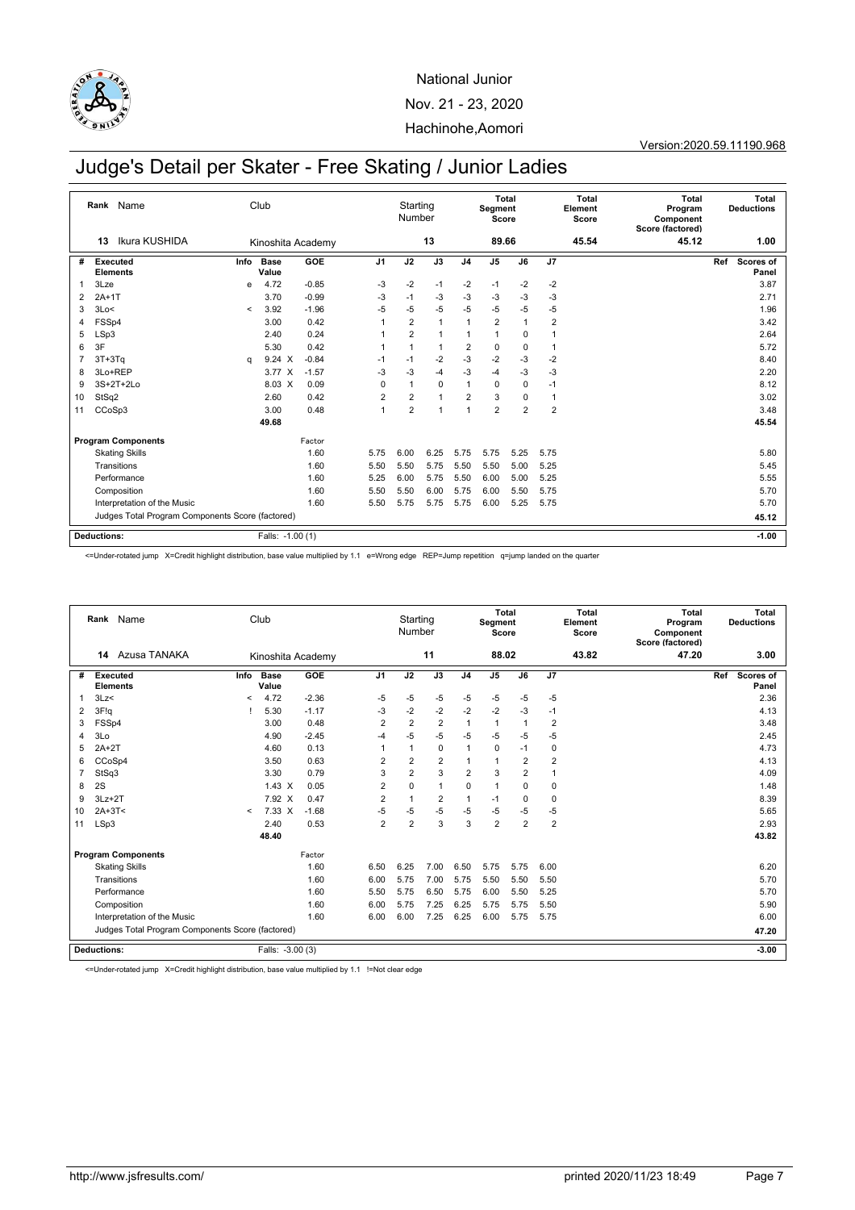National Junior

Nov. 21 - 23, 2020

Hachinohe,Aomori

Version:2020.59.11190.968

# Judge's Detail per Skater - Free Skating / Junior Ladies

| Rank | Name | Club | Starting Number | Total Segment Score | Total Element Score | Total Program Component Score (factored) | Total Deductions |
|---|---|---|---|---|---|---|---|
| 13 | Ikura KUSHIDA | Kinoshita Academy | 13 | 89.66 | 45.54 | 45.12 | 1.00 |

| # | Executed Elements | Info | Base Value | | GOE | J1 | J2 | J3 | J4 | J5 | J6 | J7 | Ref | Scores of Panel |
|---|---|---|---|---|---|---|---|---|---|---|---|---|---|---|
| 1 | 3Lze | e | 4.72 | | -0.85 | -3 | -2 | -1 | -2 | -1 | -2 | -2 | | 3.87 |
| 2 | 2A+1T | | 3.70 | | -0.99 | -3 | -1 | -3 | -3 | -3 | -3 | -3 | | 2.71 |
| 3 | 3Lo< | < | 3.92 | | -1.96 | -5 | -5 | -5 | -5 | -5 | -5 | -5 | | 1.96 |
| 4 | FSSp4 | | 3.00 | | 0.42 | 1 | 2 | 1 | 1 | 2 | 1 | 2 | | 3.42 |
| 5 | LSp3 | | 2.40 | | 0.24 | 1 | 2 | 1 | 1 | 1 | 0 | 1 | | 2.64 |
| 6 | 3F | | 5.30 | | 0.42 | 1 | 1 | 1 | 2 | 0 | 0 | 1 | | 5.72 |
| 7 | 3T+3Tq | q | 9.24 | X | -0.84 | -1 | -1 | -2 | -3 | -2 | -3 | -2 | | 8.40 |
| 8 | 3Lo+REP | | 3.77 | X | -1.57 | -3 | -3 | -4 | -3 | -4 | -3 | -3 | | 2.20 |
| 9 | 3S+2T+2Lo | | 8.03 | X | 0.09 | 0 | 1 | 0 | 1 | 0 | 0 | -1 | | 8.12 |
| 10 | StSq2 | | 2.60 | | 0.42 | 2 | 2 | 1 | 2 | 3 | 0 | 1 | | 3.02 |
| 11 | CCoSp3 | | 3.00 | | 0.48 | 1 | 2 | 1 | 1 | 2 | 2 | 2 | | 3.48 |
| | | | 49.68 | | | | | | | | | | | 45.54 |

| Program Components | Factor | J1 | J2 | J3 | J4 | J5 | J6 | J7 | Scores of Panel |
|---|---|---|---|---|---|---|---|---|---|
| Skating Skills | 1.60 | 5.75 | 6.00 | 6.25 | 5.75 | 5.75 | 5.25 | 5.75 | 5.80 |
| Transitions | 1.60 | 5.50 | 5.50 | 5.75 | 5.50 | 5.50 | 5.00 | 5.25 | 5.45 |
| Performance | 1.60 | 5.25 | 6.00 | 5.75 | 5.50 | 6.00 | 5.00 | 5.25 | 5.55 |
| Composition | 1.60 | 5.50 | 5.50 | 6.00 | 5.75 | 6.00 | 5.50 | 5.75 | 5.70 |
| Interpretation of the Music | 1.60 | 5.50 | 5.75 | 5.75 | 5.75 | 6.00 | 5.25 | 5.75 | 5.70 |
| Judges Total Program Components Score (factored) | | | | | | | | | 45.12 |

**Deductions:** Falls: -1.00 (1) — -1.00

<=Under-rotated jump X=Credit highlight distribution, base value multiplied by 1.1 e=Wrong edge REP=Jump repetition q=jump landed on the quarter

| Rank | Name | Club | Starting Number | Total Segment Score | Total Element Score | Total Program Component Score (factored) | Total Deductions |
|---|---|---|---|---|---|---|---|
| 14 | Azusa TANAKA | Kinoshita Academy | 11 | 88.02 | 43.82 | 47.20 | 3.00 |

| # | Executed Elements | Info | Base Value | | GOE | J1 | J2 | J3 | J4 | J5 | J6 | J7 | Ref | Scores of Panel |
|---|---|---|---|---|---|---|---|---|---|---|---|---|---|---|
| 1 | 3Lz< | < | 4.72 | | -2.36 | -5 | -5 | -5 | -5 | -5 | -5 | -5 | | 2.36 |
| 2 | 3F!q | ! | 5.30 | | -1.17 | -3 | -2 | -2 | -2 | -2 | -3 | -1 | | 4.13 |
| 3 | FSSp4 | | 3.00 | | 0.48 | 2 | 2 | 2 | 1 | 1 | 1 | 2 | | 3.48 |
| 4 | 3Lo | | 4.90 | | -2.45 | -4 | -5 | -5 | -5 | -5 | -5 | -5 | | 2.45 |
| 5 | 2A+2T | | 4.60 | | 0.13 | 1 | 1 | 0 | 1 | 0 | -1 | 0 | | 4.73 |
| 6 | CCoSp4 | | 3.50 | | 0.63 | 2 | 2 | 2 | 1 | 1 | 2 | 2 | | 4.13 |
| 7 | StSq3 | | 3.30 | | 0.79 | 3 | 2 | 3 | 2 | 3 | 2 | 1 | | 4.09 |
| 8 | 2S | | 1.43 | X | 0.05 | 2 | 0 | 1 | 0 | 1 | 0 | 0 | | 1.48 |
| 9 | 3Lz+2T | | 7.92 | X | 0.47 | 2 | 1 | 2 | 1 | -1 | 0 | 0 | | 8.39 |
| 10 | 2A+3T< | < | 7.33 | X | -1.68 | -5 | -5 | -5 | -5 | -5 | -5 | -5 | | 5.65 |
| 11 | LSp3 | | 2.40 | | 0.53 | 2 | 2 | 3 | 3 | 2 | 2 | 2 | | 2.93 |
| | | | 48.40 | | | | | | | | | | | 43.82 |

| Program Components | Factor | J1 | J2 | J3 | J4 | J5 | J6 | J7 | Scores of Panel |
|---|---|---|---|---|---|---|---|---|---|
| Skating Skills | 1.60 | 6.50 | 6.25 | 7.00 | 6.50 | 5.75 | 5.75 | 6.00 | 6.20 |
| Transitions | 1.60 | 6.00 | 5.75 | 7.00 | 5.75 | 5.50 | 5.50 | 5.50 | 5.70 |
| Performance | 1.60 | 5.50 | 5.75 | 6.50 | 5.75 | 6.00 | 5.50 | 5.25 | 5.70 |
| Composition | 1.60 | 6.00 | 5.75 | 7.25 | 6.25 | 5.75 | 5.75 | 5.50 | 5.90 |
| Interpretation of the Music | 1.60 | 6.00 | 6.00 | 7.25 | 6.25 | 6.00 | 5.75 | 5.75 | 6.00 |
| Judges Total Program Components Score (factored) | | | | | | | | | 47.20 |

**Deductions:** Falls: -3.00 (3) — -3.00

<=Under-rotated jump X=Credit highlight distribution, base value multiplied by 1.1 !=Not clear edge

http://www.jsfresults.com/ printed 2020/11/23 18:49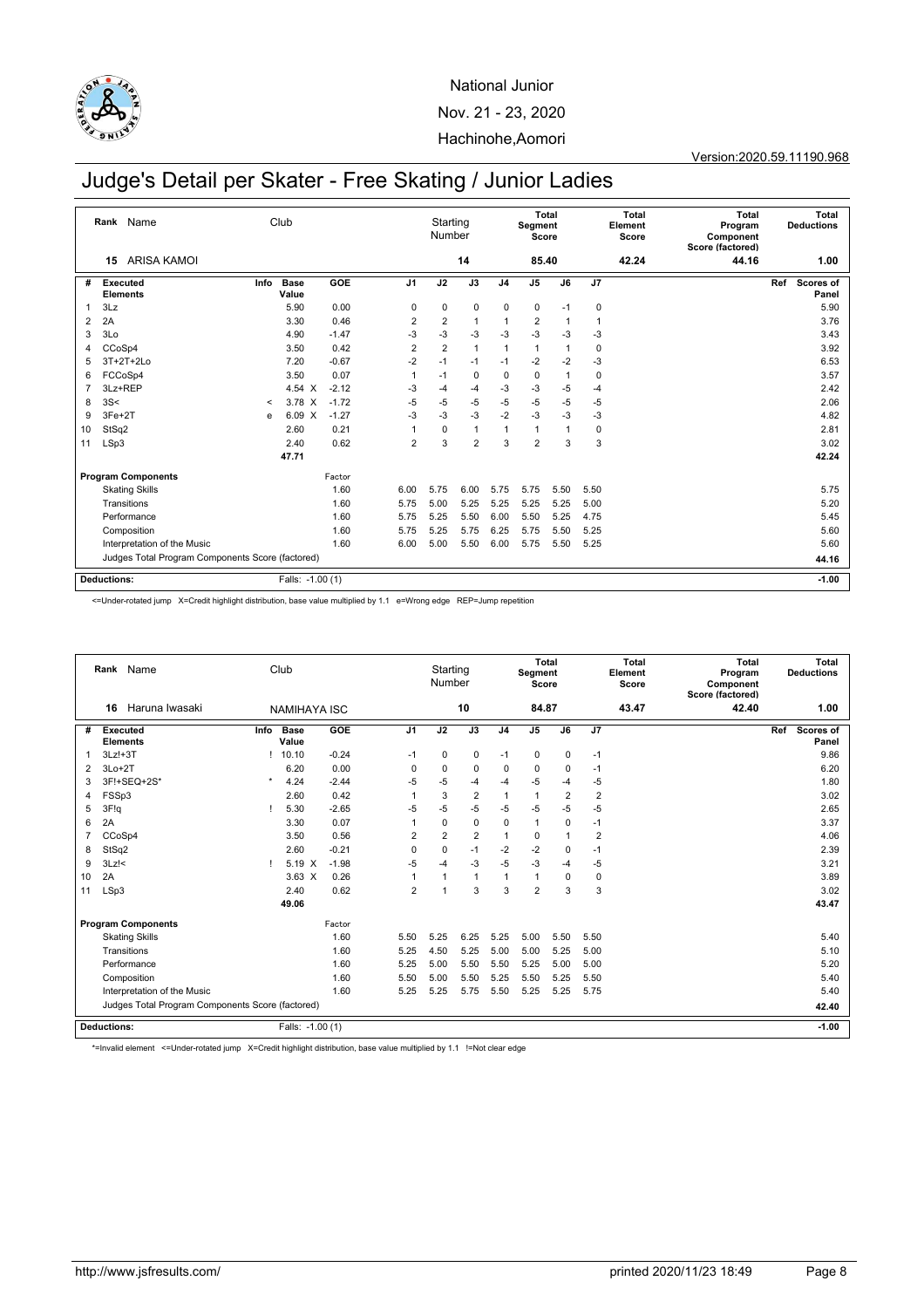National Junior

Nov. 21 - 23, 2020

Hachinohe,Aomori

Version:2020.59.11190.968

# Judge's Detail per Skater - Free Skating / Junior Ladies

| Rank | Name | Club | Starting Number | Total Segment Score | Total Element Score | Total Program Component Score (factored) | Total Deductions |
|---|---|---|---|---|---|---|---|
| 15 | ARISA KAMOI | | 14 | 85.40 | 42.24 | 44.16 | 1.00 |

| # | Executed Elements | Info | Base Value | | GOE | J1 | J2 | J3 | J4 | J5 | J6 | J7 | Ref | Scores of Panel |
|---|---|---|---|---|---|---|---|---|---|---|---|---|---|---|
| 1 | 3Lz | | 5.90 | | 0.00 | 0 | 0 | 0 | 0 | 0 | -1 | 0 | | 5.90 |
| 2 | 2A | | 3.30 | | 0.46 | 2 | 2 | 1 | 1 | 2 | 1 | 1 | | 3.76 |
| 3 | 3Lo | | 4.90 | | -1.47 | -3 | -3 | -3 | -3 | -3 | -3 | -3 | | 3.43 |
| 4 | CCoSp4 | | 3.50 | | 0.42 | 2 | 2 | 1 | 1 | 1 | 1 | 0 | | 3.92 |
| 5 | 3T+2T+2Lo | | 7.20 | | -0.67 | -2 | -1 | -1 | -1 | -2 | -2 | -3 | | 6.53 |
| 6 | FCCoSp4 | | 3.50 | | 0.07 | 1 | -1 | 0 | 0 | 0 | 1 | 0 | | 3.57 |
| 7 | 3Lz+REP | | 4.54 | X | -2.12 | -3 | -4 | -4 | -3 | -3 | -5 | -4 | | 2.42 |
| 8 | 3S< | < | 3.78 | X | -1.72 | -5 | -5 | -5 | -5 | -5 | -5 | -5 | | 2.06 |
| 9 | 3Fe+2T | e | 6.09 | X | -1.27 | -3 | -3 | -3 | -2 | -3 | -3 | -3 | | 4.82 |
| 10 | StSq2 | | 2.60 | | 0.21 | 1 | 0 | 1 | 1 | 1 | 1 | 0 | | 2.81 |
| 11 | LSp3 | | 2.40 | | 0.62 | 2 | 3 | 2 | 3 | 2 | 3 | 3 | | 3.02 |
| | | | 47.71 | | | | | | | | | | | 42.24 |

| Program Components | Factor | J1 | J2 | J3 | J4 | J5 | J6 | J7 | Scores of Panel |
|---|---|---|---|---|---|---|---|---|---|
| Skating Skills | 1.60 | 6.00 | 5.75 | 6.00 | 5.75 | 5.75 | 5.50 | 5.50 | 5.75 |
| Transitions | 1.60 | 5.75 | 5.00 | 5.25 | 5.25 | 5.25 | 5.25 | 5.00 | 5.20 |
| Performance | 1.60 | 5.75 | 5.25 | 5.50 | 6.00 | 5.50 | 5.25 | 4.75 | 5.45 |
| Composition | 1.60 | 5.75 | 5.25 | 5.75 | 6.25 | 5.75 | 5.50 | 5.25 | 5.60 |
| Interpretation of the Music | 1.60 | 6.00 | 5.00 | 5.50 | 6.00 | 5.75 | 5.50 | 5.25 | 5.60 |
| Judges Total Program Components Score (factored) | | | | | | | | | 44.16 |

**Deductions:** Falls: -1.00 (1) | -1.00

<=Under-rotated jump X=Credit highlight distribution, base value multiplied by 1.1 e=Wrong edge REP=Jump repetition

| Rank | Name | Club | Starting Number | Total Segment Score | Total Element Score | Total Program Component Score (factored) | Total Deductions |
|---|---|---|---|---|---|---|---|
| 16 | Haruna Iwasaki | NAMIHAYA ISC | 10 | 84.87 | 43.47 | 42.40 | 1.00 |

| # | Executed Elements | Info | Base Value | | GOE | J1 | J2 | J3 | J4 | J5 | J6 | J7 | Ref | Scores of Panel |
|---|---|---|---|---|---|---|---|---|---|---|---|---|---|---|
| 1 | 3Lz!+3T | ! | 10.10 | | -0.24 | -1 | 0 | 0 | -1 | 0 | 0 | -1 | | 9.86 |
| 2 | 3Lo+2T | | 6.20 | | 0.00 | 0 | 0 | 0 | 0 | 0 | 0 | -1 | | 6.20 |
| 3 | 3F!+SEQ+2S* | * | 4.24 | | -2.44 | -5 | -5 | -4 | -4 | -5 | -4 | -5 | | 1.80 |
| 4 | FSSp3 | | 2.60 | | 0.42 | 1 | 3 | 2 | 1 | 1 | 2 | 2 | | 3.02 |
| 5 | 3F!q | ! | 5.30 | | -2.65 | -5 | -5 | -5 | -5 | -5 | -5 | -5 | | 2.65 |
| 6 | 2A | | 3.30 | | 0.07 | 1 | 0 | 0 | 0 | 1 | 0 | -1 | | 3.37 |
| 7 | CCoSp4 | | 3.50 | | 0.56 | 2 | 2 | 2 | 1 | 0 | 1 | 2 | | 4.06 |
| 8 | StSq2 | | 2.60 | | -0.21 | 0 | 0 | -1 | -2 | -2 | 0 | -1 | | 2.39 |
| 9 | 3Lz!< | ! | 5.19 | X | -1.98 | -5 | -4 | -3 | -5 | -3 | -4 | -5 | | 3.21 |
| 10 | 2A | | 3.63 | X | 0.26 | 1 | 1 | 1 | 1 | 1 | 0 | 0 | | 3.89 |
| 11 | LSp3 | | 2.40 | | 0.62 | 2 | 1 | 3 | 3 | 2 | 3 | 3 | | 3.02 |
| | | | 49.06 | | | | | | | | | | | 43.47 |

| Program Components | Factor | J1 | J2 | J3 | J4 | J5 | J6 | J7 | Scores of Panel |
|---|---|---|---|---|---|---|---|---|---|
| Skating Skills | 1.60 | 5.50 | 5.25 | 6.25 | 5.25 | 5.00 | 5.50 | 5.50 | 5.40 |
| Transitions | 1.60 | 5.25 | 4.50 | 5.25 | 5.00 | 5.00 | 5.25 | 5.00 | 5.10 |
| Performance | 1.60 | 5.25 | 5.00 | 5.50 | 5.50 | 5.25 | 5.00 | 5.00 | 5.20 |
| Composition | 1.60 | 5.50 | 5.00 | 5.50 | 5.25 | 5.50 | 5.25 | 5.50 | 5.40 |
| Interpretation of the Music | 1.60 | 5.25 | 5.25 | 5.75 | 5.50 | 5.25 | 5.25 | 5.75 | 5.40 |
| Judges Total Program Components Score (factored) | | | | | | | | | 42.40 |

**Deductions:** Falls: -1.00 (1) | -1.00

*=Invalid element <=Under-rotated jump X=Credit highlight distribution, base value multiplied by 1.1 !=Not clear edge

http://www.jsfresults.com/ printed 2020/11/23 18:49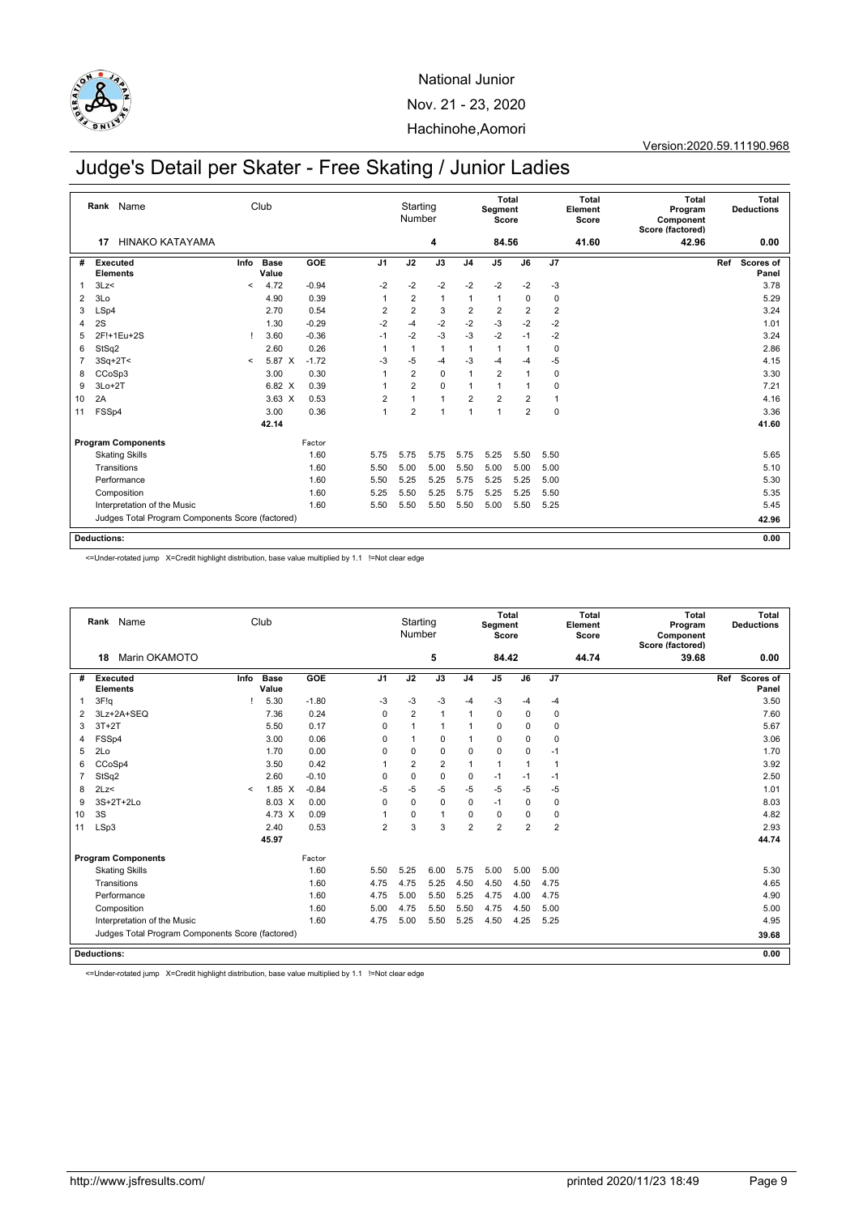National Junior

Nov. 21 - 23, 2020

Hachinohe,Aomori

Version:2020.59.11190.968

# Judge's Detail per Skater - Free Skating / Junior Ladies

| Rank | Name | Club | Starting Number | Total Segment Score | Total Element Score | Total Program Component Score (factored) | Total Deductions |
|---|---|---|---|---|---|---|---|
| 17 | HINAKO KATAYAMA | | 4 | 84.56 | 41.60 | 42.96 | 0.00 |

| # | Executed Elements | Info | Base Value | | GOE | J1 | J2 | J3 | J4 | J5 | J6 | J7 | Ref | Scores of Panel |
|---|---|---|---|---|---|---|---|---|---|---|---|---|---|---|
| 1 | 3Lz< | < | 4.72 | | -0.94 | -2 | -2 | -2 | -2 | -2 | -2 | -3 | | 3.78 |
| 2 | 3Lo | | 4.90 | | 0.39 | 1 | 2 | 1 | 1 | 1 | 0 | 0 | | 5.29 |
| 3 | LSp4 | | 2.70 | | 0.54 | 2 | 2 | 3 | 2 | 2 | 2 | 2 | | 3.24 |
| 4 | 2S | | 1.30 | | -0.29 | -2 | -4 | -2 | -2 | -3 | -2 | -2 | | 1.01 |
| 5 | 2F!+1Eu+2S | ! | 3.60 | | -0.36 | -1 | -2 | -3 | -3 | -2 | -1 | -2 | | 3.24 |
| 6 | StSq2 | | 2.60 | | 0.26 | 1 | 1 | 1 | 1 | 1 | 1 | 0 | | 2.86 |
| 7 | 3Sq+2T< | < | 5.87 | X | -1.72 | -3 | -5 | -4 | -3 | -4 | -4 | -5 | | 4.15 |
| 8 | CCoSp3 | | 3.00 | | 0.30 | 1 | 2 | 0 | 1 | 2 | 1 | 0 | | 3.30 |
| 9 | 3Lo+2T | | 6.82 | X | 0.39 | 1 | 2 | 0 | 1 | 1 | 1 | 0 | | 7.21 |
| 10 | 2A | | 3.63 | X | 0.53 | 2 | 1 | 1 | 2 | 2 | 2 | 1 | | 4.16 |
| 11 | FSSp4 | | 3.00 | | 0.36 | 1 | 2 | 1 | 1 | 1 | 2 | 0 | | 3.36 |
| | | | 42.14 | | | | | | | | | | | 41.60 |

| Program Components | Factor | J1 | J2 | J3 | J4 | J5 | J6 | J7 | Scores of Panel |
|---|---|---|---|---|---|---|---|---|---|
| Skating Skills | 1.60 | 5.75 | 5.75 | 5.75 | 5.75 | 5.25 | 5.50 | 5.50 | 5.65 |
| Transitions | 1.60 | 5.50 | 5.00 | 5.00 | 5.50 | 5.00 | 5.00 | 5.00 | 5.10 |
| Performance | 1.60 | 5.50 | 5.25 | 5.25 | 5.75 | 5.25 | 5.25 | 5.00 | 5.30 |
| Composition | 1.60 | 5.25 | 5.50 | 5.25 | 5.75 | 5.25 | 5.25 | 5.50 | 5.35 |
| Interpretation of the Music | 1.60 | 5.50 | 5.50 | 5.50 | 5.50 | 5.00 | 5.50 | 5.25 | 5.45 |
| Judges Total Program Components Score (factored) | | | | | | | | | 42.96 |

**Deductions:** 0.00

<=Under-rotated jump X=Credit highlight distribution, base value multiplied by 1.1 !=Not clear edge

| Rank | Name | Club | Starting Number | Total Segment Score | Total Element Score | Total Program Component Score (factored) | Total Deductions |
|---|---|---|---|---|---|---|---|
| 18 | Marin OKAMOTO | | 5 | 84.42 | 44.74 | 39.68 | 0.00 |

| # | Executed Elements | Info | Base Value | | GOE | J1 | J2 | J3 | J4 | J5 | J6 | J7 | Ref | Scores of Panel |
|---|---|---|---|---|---|---|---|---|---|---|---|---|---|---|
| 1 | 3F!q | ! | 5.30 | | -1.80 | -3 | -3 | -3 | -4 | -3 | -4 | -4 | | 3.50 |
| 2 | 3Lz+2A+SEQ | | 7.36 | | 0.24 | 0 | 2 | 1 | 1 | 0 | 0 | 0 | | 7.60 |
| 3 | 3T+2T | | 5.50 | | 0.17 | 0 | 1 | 1 | 1 | 0 | 0 | 0 | | 5.67 |
| 4 | FSSp4 | | 3.00 | | 0.06 | 0 | 1 | 0 | 1 | 0 | 0 | 0 | | 3.06 |
| 5 | 2Lo | | 1.70 | | 0.00 | 0 | 0 | 0 | 0 | 0 | 0 | -1 | | 1.70 |
| 6 | CCoSp4 | | 3.50 | | 0.42 | 1 | 2 | 2 | 1 | 1 | 1 | 1 | | 3.92 |
| 7 | StSq2 | | 2.60 | | -0.10 | 0 | 0 | 0 | 0 | -1 | -1 | -1 | | 2.50 |
| 8 | 2Lz< | < | 1.85 | X | -0.84 | -5 | -5 | -5 | -5 | -5 | -5 | -5 | | 1.01 |
| 9 | 3S+2T+2Lo | | 8.03 | X | 0.00 | 0 | 0 | 0 | 0 | -1 | 0 | 0 | | 8.03 |
| 10 | 3S | | 4.73 | X | 0.09 | 1 | 0 | 1 | 0 | 0 | 0 | 0 | | 4.82 |
| 11 | LSp3 | | 2.40 | | 0.53 | 2 | 3 | 3 | 2 | 2 | 2 | 2 | | 2.93 |
| | | | 45.97 | | | | | | | | | | | 44.74 |

| Program Components | Factor | J1 | J2 | J3 | J4 | J5 | J6 | J7 | Scores of Panel |
|---|---|---|---|---|---|---|---|---|---|
| Skating Skills | 1.60 | 5.50 | 5.25 | 6.00 | 5.75 | 5.00 | 5.00 | 5.00 | 5.30 |
| Transitions | 1.60 | 4.75 | 4.75 | 5.25 | 4.50 | 4.50 | 4.50 | 4.75 | 4.65 |
| Performance | 1.60 | 4.75 | 5.00 | 5.50 | 5.25 | 4.75 | 4.00 | 4.75 | 4.90 |
| Composition | 1.60 | 5.00 | 4.75 | 5.50 | 5.50 | 4.75 | 4.50 | 5.00 | 5.00 |
| Interpretation of the Music | 1.60 | 4.75 | 5.00 | 5.50 | 5.25 | 4.50 | 4.25 | 5.25 | 4.95 |
| Judges Total Program Components Score (factored) | | | | | | | | | 39.68 |

**Deductions:** 0.00

<=Under-rotated jump X=Credit highlight distribution, base value multiplied by 1.1 !=Not clear edge

http://www.jsfresults.com/ printed 2020/11/23 18:49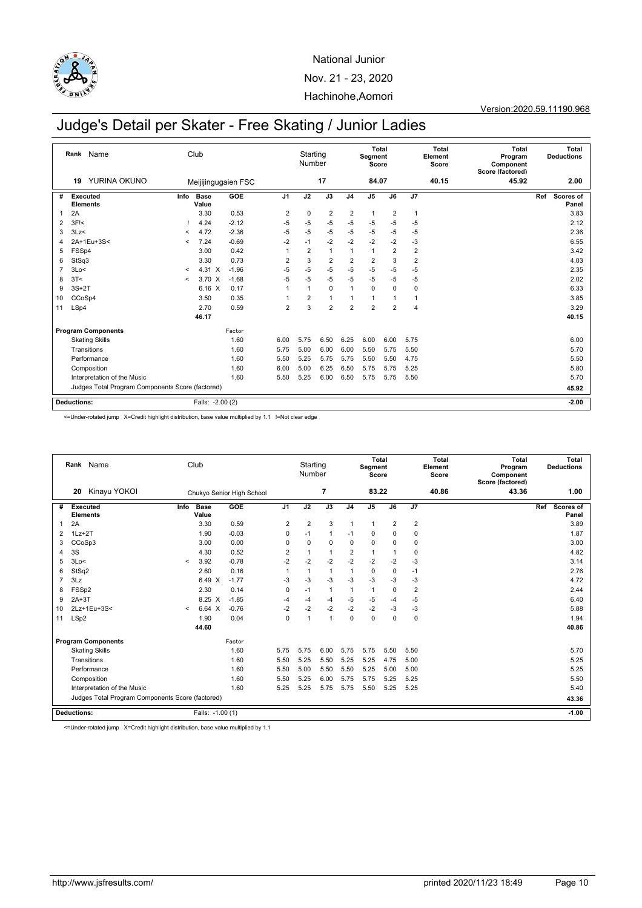National Junior

Nov. 21 - 23, 2020

Hachinohe,Aomori

Version:2020.59.11190.968

# Judge's Detail per Skater - Free Skating / Junior Ladies

| Rank | Name | Club | Starting Number | Total Segment Score | Total Element Score | Total Program Component Score (factored) | Total Deductions |
|---|---|---|---|---|---|---|---|
| 19 | YURINA OKUNO | Meijijingugaien FSC | 17 | 84.07 | 40.15 | 45.92 | 2.00 |

| # | Executed Elements | Info | Base Value | | GOE | J1 | J2 | J3 | J4 | J5 | J6 | J7 | Ref | Scores of Panel |
|---|---|---|---|---|---|---|---|---|---|---|---|---|---|---|
| 1 | 2A | | 3.30 | | 0.53 | 2 | 0 | 2 | 2 | 1 | 2 | 1 | | 3.83 |
| 2 | 3F!< | ! | 4.24 | | -2.12 | -5 | -5 | -5 | -5 | -5 | -5 | -5 | | 2.12 |
| 3 | 3Lz< | < | 4.72 | | -2.36 | -5 | -5 | -5 | -5 | -5 | -5 | -5 | | 2.36 |
| 4 | 2A+1Eu+3S< | < | 7.24 | | -0.69 | -2 | -1 | -2 | -2 | -2 | -2 | -3 | | 6.55 |
| 5 | FSSp4 | | 3.00 | | 0.42 | 1 | 2 | 1 | 1 | 1 | 2 | 2 | | 3.42 |
| 6 | StSq3 | | 3.30 | | 0.73 | 2 | 3 | 2 | 2 | 2 | 3 | 2 | | 4.03 |
| 7 | 3Lo< | < | 4.31 | X | -1.96 | -5 | -5 | -5 | -5 | -5 | -5 | -5 | | 2.35 |
| 8 | 3T< | < | 3.70 | X | -1.68 | -5 | -5 | -5 | -5 | -5 | -5 | -5 | | 2.02 |
| 9 | 3S+2T | | 6.16 | X | 0.17 | 1 | 1 | 0 | 1 | 0 | 0 | 0 | | 6.33 |
| 10 | CCoSp4 | | 3.50 | | 0.35 | 1 | 2 | 1 | 1 | 1 | 1 | 1 | | 3.85 |
| 11 | LSp4 | | 2.70 | | 0.59 | 2 | 3 | 2 | 2 | 2 | 2 | 4 | | 3.29 |
| | | | 46.17 | | | | | | | | | | | 40.15 |

| Program Components | Factor | J1 | J2 | J3 | J4 | J5 | J6 | J7 | Scores of Panel |
|---|---|---|---|---|---|---|---|---|---|
| Skating Skills | 1.60 | 6.00 | 5.75 | 6.50 | 6.25 | 6.00 | 6.00 | 5.75 | 6.00 |
| Transitions | 1.60 | 5.75 | 5.00 | 6.00 | 6.00 | 5.50 | 5.75 | 5.50 | 5.70 |
| Performance | 1.60 | 5.50 | 5.25 | 5.75 | 5.75 | 5.50 | 5.50 | 4.75 | 5.50 |
| Composition | 1.60 | 6.00 | 5.00 | 6.25 | 6.50 | 5.75 | 5.75 | 5.25 | 5.80 |
| Interpretation of the Music | 1.60 | 5.50 | 5.25 | 6.00 | 6.50 | 5.75 | 5.75 | 5.50 | 5.70 |
| Judges Total Program Components Score (factored) | | | | | | | | | 45.92 |

**Deductions:** Falls: -2.00 (2) — **-2.00**

<=Under-rotated jump X=Credit highlight distribution, base value multiplied by 1.1 !=Not clear edge

| Rank | Name | Club | Starting Number | Total Segment Score | Total Element Score | Total Program Component Score (factored) | Total Deductions |
|---|---|---|---|---|---|---|---|
| 20 | Kinayu YOKOI | Chukyo Senior High School | 7 | 83.22 | 40.86 | 43.36 | 1.00 |

| # | Executed Elements | Info | Base Value | | GOE | J1 | J2 | J3 | J4 | J5 | J6 | J7 | Ref | Scores of Panel |
|---|---|---|---|---|---|---|---|---|---|---|---|---|---|---|
| 1 | 2A | | 3.30 | | 0.59 | 2 | 2 | 3 | 1 | 1 | 2 | 2 | | 3.89 |
| 2 | 1Lz+2T | | 1.90 | | -0.03 | 0 | -1 | 1 | -1 | 0 | 0 | 0 | | 1.87 |
| 3 | CCoSp3 | | 3.00 | | 0.00 | 0 | 0 | 0 | 0 | 0 | 0 | 0 | | 3.00 |
| 4 | 3S | | 4.30 | | 0.52 | 2 | 1 | 1 | 2 | 1 | 1 | 0 | | 4.82 |
| 5 | 3Lo< | < | 3.92 | | -0.78 | -2 | -2 | -2 | -2 | -2 | -2 | -3 | | 3.14 |
| 6 | StSq2 | | 2.60 | | 0.16 | 1 | 1 | 1 | 1 | 0 | 0 | -1 | | 2.76 |
| 7 | 3Lz | | 6.49 | X | -1.77 | -3 | -3 | -3 | -3 | -3 | -3 | -3 | | 4.72 |
| 8 | FSSp2 | | 2.30 | | 0.14 | 0 | -1 | 1 | 1 | 1 | 0 | 2 | | 2.44 |
| 9 | 2A+3T | | 8.25 | X | -1.85 | -4 | -4 | -4 | -5 | -5 | -4 | -5 | | 6.40 |
| 10 | 2Lz+1Eu+3S< | < | 6.64 | X | -0.76 | -2 | -2 | -2 | -2 | -2 | -3 | -3 | | 5.88 |
| 11 | LSp2 | | 1.90 | | 0.04 | 0 | 1 | 1 | 0 | 0 | 0 | 0 | | 1.94 |
| | | | 44.60 | | | | | | | | | | | 40.86 |

| Program Components | Factor | J1 | J2 | J3 | J4 | J5 | J6 | J7 | Scores of Panel |
|---|---|---|---|---|---|---|---|---|---|
| Skating Skills | 1.60 | 5.75 | 5.75 | 6.00 | 5.75 | 5.75 | 5.50 | 5.50 | 5.70 |
| Transitions | 1.60 | 5.50 | 5.25 | 5.50 | 5.25 | 5.25 | 4.75 | 5.00 | 5.25 |
| Performance | 1.60 | 5.50 | 5.00 | 5.50 | 5.50 | 5.25 | 5.00 | 5.00 | 5.25 |
| Composition | 1.60 | 5.50 | 5.25 | 6.00 | 5.75 | 5.75 | 5.25 | 5.25 | 5.50 |
| Interpretation of the Music | 1.60 | 5.25 | 5.25 | 5.75 | 5.75 | 5.50 | 5.25 | 5.25 | 5.40 |
| Judges Total Program Components Score (factored) | | | | | | | | | 43.36 |

**Deductions:** Falls: -1.00 (1) — **-1.00**

<=Under-rotated jump X=Credit highlight distribution, base value multiplied by 1.1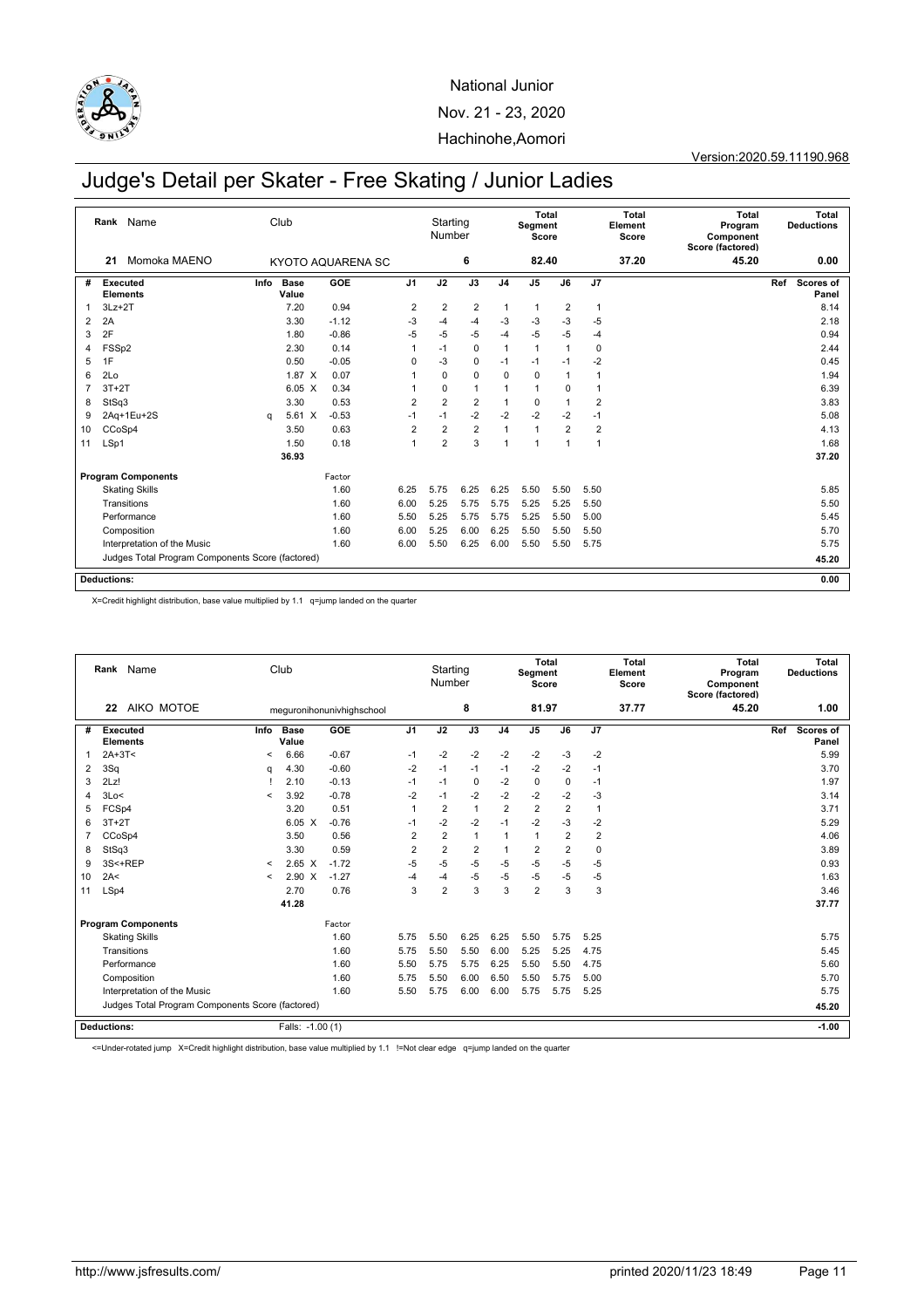National Junior

Nov. 21 - 23, 2020

Hachinohe,Aomori

Version:2020.59.11190.968

# Judge's Detail per Skater - Free Skating / Junior Ladies

| Rank | Name | Club | Starting Number | Total Segment Score | Total Element Score | Total Program Component Score (factored) | Total Deductions |
|---|---|---|---|---|---|---|---|
| 21 | Momoka MAENO | KYOTO AQUARENA SC | 6 | 82.40 | 37.20 | 45.20 | 0.00 |

| # | Executed Elements | Info | Base Value | | GOE | J1 | J2 | J3 | J4 | J5 | J6 | J7 | Ref | Scores of Panel |
|---|---|---|---|---|---|---|---|---|---|---|---|---|---|---|
| 1 | 3Lz+2T | | 7.20 | | 0.94 | 2 | 2 | 2 | 1 | 1 | 2 | 1 | | 8.14 |
| 2 | 2A | | 3.30 | | -1.12 | -3 | -4 | -4 | -3 | -3 | -3 | -5 | | 2.18 |
| 3 | 2F | | 1.80 | | -0.86 | -5 | -5 | -5 | -4 | -5 | -5 | -4 | | 0.94 |
| 4 | FSSp2 | | 2.30 | | 0.14 | 1 | -1 | 0 | 1 | 1 | 1 | 0 | | 2.44 |
| 5 | 1F | | 0.50 | | -0.05 | 0 | -3 | 0 | -1 | -1 | -1 | -2 | | 0.45 |
| 6 | 2Lo | | 1.87 | X | 0.07 | 1 | 0 | 0 | 0 | 0 | 1 | 1 | | 1.94 |
| 7 | 3T+2T | | 6.05 | X | 0.34 | 1 | 0 | 1 | 1 | 1 | 0 | 1 | | 6.39 |
| 8 | StSq3 | | 3.30 | | 0.53 | 2 | 2 | 2 | 1 | 0 | 1 | 2 | | 3.83 |
| 9 | 2Aq+1Eu+2S | q | 5.61 | X | -0.53 | -1 | -1 | -2 | -2 | -2 | -2 | -1 | | 5.08 |
| 10 | CCoSp4 | | 3.50 | | 0.63 | 2 | 2 | 2 | 1 | 1 | 2 | 2 | | 4.13 |
| 11 | LSp1 | | 1.50 | | 0.18 | 1 | 2 | 3 | 1 | 1 | 1 | 1 | | 1.68 |
| | | | 36.93 | | | | | | | | | | | 37.20 |

| Program Components | Factor | J1 | J2 | J3 | J4 | J5 | J6 | J7 | Scores of Panel |
|---|---|---|---|---|---|---|---|---|---|
| Skating Skills | 1.60 | 6.25 | 5.75 | 6.25 | 6.25 | 5.50 | 5.50 | 5.50 | 5.85 |
| Transitions | 1.60 | 6.00 | 5.25 | 5.75 | 5.75 | 5.25 | 5.25 | 5.50 | 5.50 |
| Performance | 1.60 | 5.50 | 5.25 | 5.75 | 5.75 | 5.25 | 5.50 | 5.00 | 5.45 |
| Composition | 1.60 | 6.00 | 5.25 | 6.00 | 6.25 | 5.50 | 5.50 | 5.50 | 5.70 |
| Interpretation of the Music | 1.60 | 6.00 | 5.50 | 6.25 | 6.00 | 5.50 | 5.50 | 5.75 | 5.75 |
| Judges Total Program Components Score (factored) | | | | | | | | | 45.20 |

**Deductions:** 0.00

X=Credit highlight distribution, base value multiplied by 1.1 q=jump landed on the quarter

| Rank | Name | Club | Starting Number | Total Segment Score | Total Element Score | Total Program Component Score (factored) | Total Deductions |
|---|---|---|---|---|---|---|---|
| 22 | AIKO MOTOE | meguronihonunivhighschool | 8 | 81.97 | 37.77 | 45.20 | 1.00 |

| # | Executed Elements | Info | Base Value | | GOE | J1 | J2 | J3 | J4 | J5 | J6 | J7 | Ref | Scores of Panel |
|---|---|---|---|---|---|---|---|---|---|---|---|---|---|---|
| 1 | 2A+3T< | < | 6.66 | | -0.67 | -1 | -2 | -2 | -2 | -2 | -3 | -2 | | 5.99 |
| 2 | 3Sq | q | 4.30 | | -0.60 | -2 | -1 | -1 | -1 | -2 | -2 | -1 | | 3.70 |
| 3 | 2Lz! | ! | 2.10 | | -0.13 | -1 | -1 | 0 | -2 | 0 | 0 | -1 | | 1.97 |
| 4 | 3Lo< | < | 3.92 | | -0.78 | -2 | -1 | -2 | -2 | -2 | -2 | -3 | | 3.14 |
| 5 | FCSp4 | | 3.20 | | 0.51 | 1 | 2 | 1 | 2 | 2 | 2 | 1 | | 3.71 |
| 6 | 3T+2T | | 6.05 | X | -0.76 | -1 | -2 | -2 | -1 | -2 | -3 | -2 | | 5.29 |
| 7 | CCoSp4 | | 3.50 | | 0.56 | 2 | 2 | 1 | 1 | 1 | 2 | 2 | | 4.06 |
| 8 | StSq3 | | 3.30 | | 0.59 | 2 | 2 | 2 | 1 | 2 | 2 | 0 | | 3.89 |
| 9 | 3S<+REP | < | 2.65 | X | -1.72 | -5 | -5 | -5 | -5 | -5 | -5 | -5 | | 0.93 |
| 10 | 2A< | < | 2.90 | X | -1.27 | -4 | -4 | -5 | -5 | -5 | -5 | -5 | | 1.63 |
| 11 | LSp4 | | 2.70 | | 0.76 | 3 | 2 | 3 | 3 | 2 | 3 | 3 | | 3.46 |
| | | | 41.28 | | | | | | | | | | | 37.77 |

| Program Components | Factor | J1 | J2 | J3 | J4 | J5 | J6 | J7 | Scores of Panel |
|---|---|---|---|---|---|---|---|---|---|
| Skating Skills | 1.60 | 5.75 | 5.50 | 6.25 | 6.25 | 5.50 | 5.75 | 5.25 | 5.75 |
| Transitions | 1.60 | 5.75 | 5.50 | 5.50 | 6.00 | 5.25 | 5.25 | 4.75 | 5.45 |
| Performance | 1.60 | 5.50 | 5.75 | 5.75 | 6.25 | 5.50 | 5.50 | 4.75 | 5.60 |
| Composition | 1.60 | 5.75 | 5.50 | 6.00 | 6.50 | 5.50 | 5.75 | 5.00 | 5.70 |
| Interpretation of the Music | 1.60 | 5.50 | 5.75 | 6.00 | 6.00 | 5.75 | 5.75 | 5.25 | 5.75 |
| Judges Total Program Components Score (factored) | | | | | | | | | 45.20 |

**Deductions:** Falls: -1.00 (1) -1.00

<=Under-rotated jump X=Credit highlight distribution, base value multiplied by 1.1 !=Not clear edge q=jump landed on the quarter

http://www.jsfresults.com/ printed 2020/11/23 18:49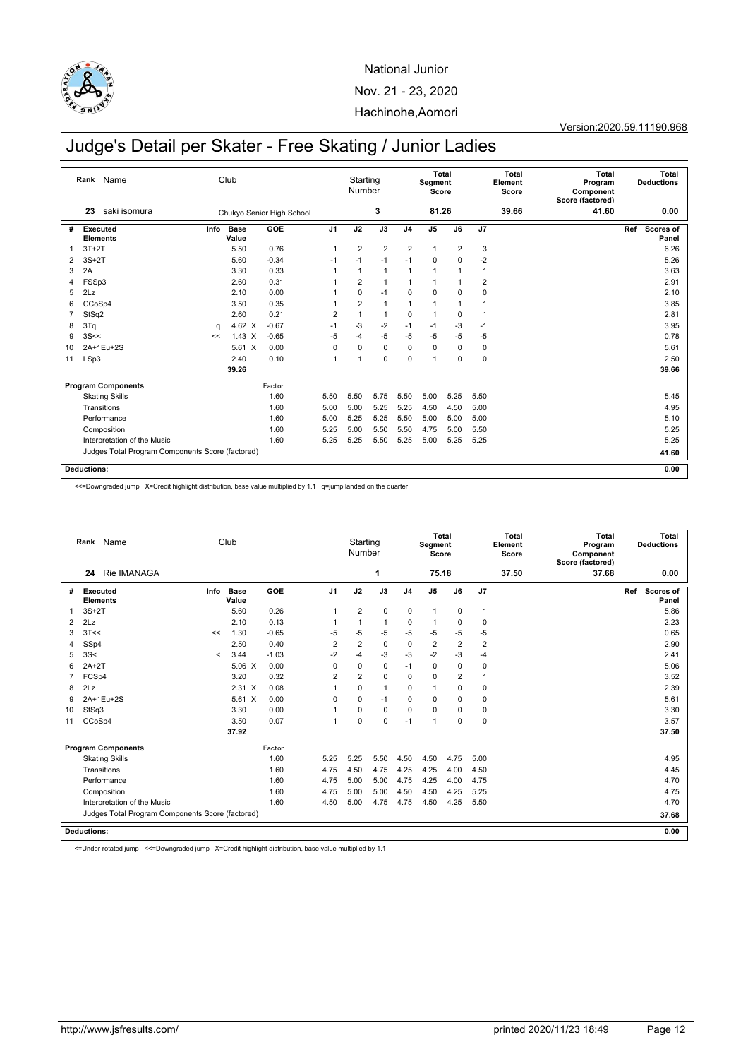National Junior

Nov. 21 - 23, 2020

Hachinohe,Aomori

Version:2020.59.11190.968

# Judge's Detail per Skater - Free Skating / Junior Ladies

| Rank | Name | Club | Starting Number | Total Segment Score | Total Element Score | Total Program Component Score (factored) | Total Deductions |
|---|---|---|---|---|---|---|---|
| 23 | saki isomura | Chukyo Senior High School | 3 | 81.26 | 39.66 | 41.60 | 0.00 |

| # | Executed Elements | Info | Base Value | | GOE | J1 | J2 | J3 | J4 | J5 | J6 | J7 | Ref | Scores of Panel |
|---|---|---|---|---|---|---|---|---|---|---|---|---|---|---|
| 1 | 3T+2T | | 5.50 | | 0.76 | 1 | 2 | 2 | 2 | 1 | 2 | 3 | | 6.26 |
| 2 | 3S+2T | | 5.60 | | -0.34 | -1 | -1 | -1 | -1 | 0 | 0 | -2 | | 5.26 |
| 3 | 2A | | 3.30 | | 0.33 | 1 | 1 | 1 | 1 | 1 | 1 | 1 | | 3.63 |
| 4 | FSSp3 | | 2.60 | | 0.31 | 1 | 2 | 1 | 1 | 1 | 1 | 2 | | 2.91 |
| 5 | 2Lz | | 2.10 | | 0.00 | 1 | 0 | -1 | 0 | 0 | 0 | 0 | | 2.10 |
| 6 | CCoSp4 | | 3.50 | | 0.35 | 1 | 2 | 1 | 1 | 1 | 1 | 1 | | 3.85 |
| 7 | StSq2 | | 2.60 | | 0.21 | 2 | 1 | 1 | 0 | 1 | 0 | 1 | | 2.81 |
| 8 | 3Tq | q | 4.62 | X | -0.67 | -1 | -3 | -2 | -1 | -1 | -3 | -1 | | 3.95 |
| 9 | 3S<< | << | 1.43 | X | -0.65 | -5 | -4 | -5 | -5 | -5 | -5 | -5 | | 0.78 |
| 10 | 2A+1Eu+2S | | 5.61 | X | 0.00 | 0 | 0 | 0 | 0 | 0 | 0 | 0 | | 5.61 |
| 11 | LSp3 | | 2.40 | | 0.10 | 1 | 1 | 0 | 0 | 1 | 0 | 0 | | 2.50 |
| | | | 39.26 | | | | | | | | | | | 39.66 |

| Program Components | Factor | J1 | J2 | J3 | J4 | J5 | J6 | J7 | Scores of Panel |
|---|---|---|---|---|---|---|---|---|---|
| Skating Skills | 1.60 | 5.50 | 5.50 | 5.75 | 5.50 | 5.00 | 5.25 | 5.50 | 5.45 |
| Transitions | 1.60 | 5.00 | 5.00 | 5.25 | 5.25 | 4.50 | 4.50 | 5.00 | 4.95 |
| Performance | 1.60 | 5.00 | 5.25 | 5.25 | 5.50 | 5.00 | 5.00 | 5.00 | 5.10 |
| Composition | 1.60 | 5.25 | 5.00 | 5.50 | 5.50 | 4.75 | 5.00 | 5.50 | 5.25 |
| Interpretation of the Music | 1.60 | 5.25 | 5.25 | 5.50 | 5.25 | 5.00 | 5.25 | 5.25 | 5.25 |
| Judges Total Program Components Score (factored) | | | | | | | | | 41.60 |

Deductions: 0.00

<<=Downgraded jump X=Credit highlight distribution, base value multiplied by 1.1 q=jump landed on the quarter

| Rank | Name | Club | Starting Number | Total Segment Score | Total Element Score | Total Program Component Score (factored) | Total Deductions |
|---|---|---|---|---|---|---|---|
| 24 | Rie IMANAGA | | 1 | 75.18 | 37.50 | 37.68 | 0.00 |

| # | Executed Elements | Info | Base Value | | GOE | J1 | J2 | J3 | J4 | J5 | J6 | J7 | Ref | Scores of Panel |
|---|---|---|---|---|---|---|---|---|---|---|---|---|---|---|
| 1 | 3S+2T | | 5.60 | | 0.26 | 1 | 2 | 0 | 0 | 1 | 0 | 1 | | 5.86 |
| 2 | 2Lz | | 2.10 | | 0.13 | 1 | 1 | 1 | 0 | 1 | 0 | 0 | | 2.23 |
| 3 | 3T<< | << | 1.30 | | -0.65 | -5 | -5 | -5 | -5 | -5 | -5 | -5 | | 0.65 |
| 4 | SSp4 | | 2.50 | | 0.40 | 2 | 2 | 0 | 0 | 2 | 2 | 2 | | 2.90 |
| 5 | 3S< | < | 3.44 | | -1.03 | -2 | -4 | -3 | -3 | -2 | -3 | -4 | | 2.41 |
| 6 | 2A+2T | | 5.06 | X | 0.00 | 0 | 0 | 0 | -1 | 0 | 0 | 0 | | 5.06 |
| 7 | FCSp4 | | 3.20 | | 0.32 | 2 | 2 | 0 | 0 | 0 | 2 | 1 | | 3.52 |
| 8 | 2Lz | | 2.31 | X | 0.08 | 1 | 0 | 1 | 0 | 1 | 0 | 0 | | 2.39 |
| 9 | 2A+1Eu+2S | | 5.61 | X | 0.00 | 0 | 0 | -1 | 0 | 0 | 0 | 0 | | 5.61 |
| 10 | StSq3 | | 3.30 | | 0.00 | 1 | 0 | 0 | 0 | 0 | 0 | 0 | | 3.30 |
| 11 | CCoSp4 | | 3.50 | | 0.07 | 1 | 0 | 0 | -1 | 1 | 0 | 0 | | 3.57 |
| | | | 37.92 | | | | | | | | | | | 37.50 |

| Program Components | Factor | J1 | J2 | J3 | J4 | J5 | J6 | J7 | Scores of Panel |
|---|---|---|---|---|---|---|---|---|---|
| Skating Skills | 1.60 | 5.25 | 5.25 | 5.50 | 4.50 | 4.50 | 4.75 | 5.00 | 4.95 |
| Transitions | 1.60 | 4.75 | 4.50 | 4.75 | 4.25 | 4.25 | 4.00 | 4.50 | 4.45 |
| Performance | 1.60 | 4.75 | 5.00 | 5.00 | 4.75 | 4.25 | 4.00 | 4.75 | 4.70 |
| Composition | 1.60 | 4.75 | 5.00 | 5.00 | 4.50 | 4.50 | 4.25 | 5.25 | 4.75 |
| Interpretation of the Music | 1.60 | 4.50 | 5.00 | 4.75 | 4.75 | 4.50 | 4.25 | 5.50 | 4.70 |
| Judges Total Program Components Score (factored) | | | | | | | | | 37.68 |

Deductions: 0.00

<=Under-rotated jump <<=Downgraded jump X=Credit highlight distribution, base value multiplied by 1.1

http://www.jsfresults.com/ printed 2020/11/23 18:49